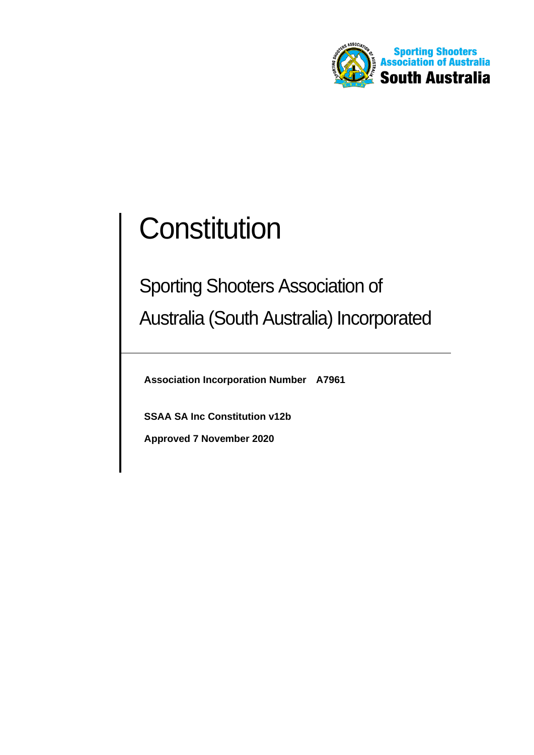Sporting Shooters Association of Australia South Australia

# Constitution

## Sporting Shooters Association of Australia (South Australia) Incorporated

**Association Incorporation Number A7961**

**SSAA SA Inc Constitution v12b**

**Approved 7 November 2020**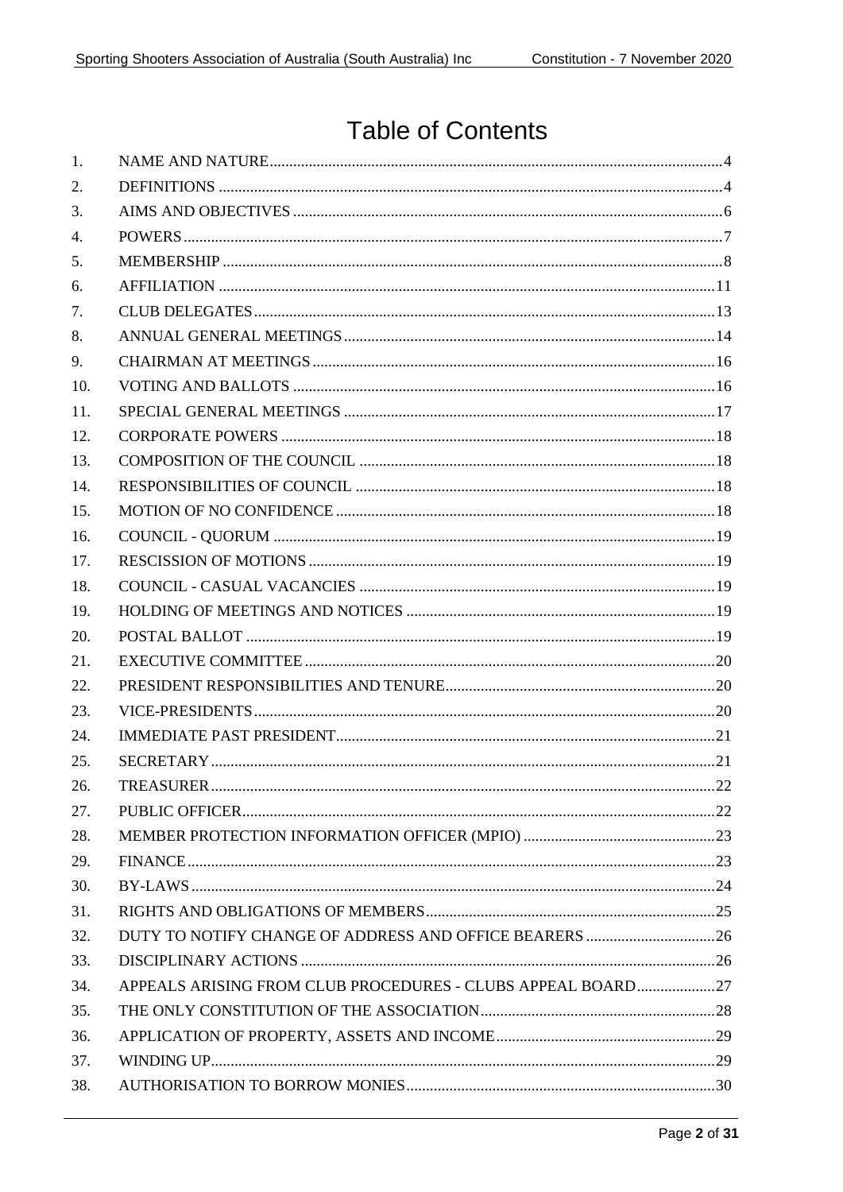# Table of Contents

| | | |
|---|---|---|
| 1. | NAME AND NATURE | 4 |
| 2. | DEFINITIONS | 4 |
| 3. | AIMS AND OBJECTIVES | 6 |
| 4. | POWERS | 7 |
| 5. | MEMBERSHIP | 8 |
| 6. | AFFILIATION | 11 |
| 7. | CLUB DELEGATES | 13 |
| 8. | ANNUAL GENERAL MEETINGS | 14 |
| 9. | CHAIRMAN AT MEETINGS | 16 |
| 10. | VOTING AND BALLOTS | 16 |
| 11. | SPECIAL GENERAL MEETINGS | 17 |
| 12. | CORPORATE POWERS | 18 |
| 13. | COMPOSITION OF THE COUNCIL | 18 |
| 14. | RESPONSIBILITIES OF COUNCIL | 18 |
| 15. | MOTION OF NO CONFIDENCE | 18 |
| 16. | COUNCIL - QUORUM | 19 |
| 17. | RESCISSION OF MOTIONS | 19 |
| 18. | COUNCIL - CASUAL VACANCIES | 19 |
| 19. | HOLDING OF MEETINGS AND NOTICES | 19 |
| 20. | POSTAL BALLOT | 19 |
| 21. | EXECUTIVE COMMITTEE | 20 |
| 22. | PRESIDENT RESPONSIBILITIES AND TENURE | 20 |
| 23. | VICE-PRESIDENTS | 20 |
| 24. | IMMEDIATE PAST PRESIDENT | 21 |
| 25. | SECRETARY | 21 |
| 26. | TREASURER | 22 |
| 27. | PUBLIC OFFICER | 22 |
| 28. | MEMBER PROTECTION INFORMATION OFFICER (MPIO) | 23 |
| 29. | FINANCE | 23 |
| 30. | BY-LAWS | 24 |
| 31. | RIGHTS AND OBLIGATIONS OF MEMBERS | 25 |
| 32. | DUTY TO NOTIFY CHANGE OF ADDRESS AND OFFICE BEARERS | 26 |
| 33. | DISCIPLINARY ACTIONS | 26 |
| 34. | APPEALS ARISING FROM CLUB PROCEDURES - CLUBS APPEAL BOARD | 27 |
| 35. | THE ONLY CONSTITUTION OF THE ASSOCIATION | 28 |
| 36. | APPLICATION OF PROPERTY, ASSETS AND INCOME | 29 |
| 37. | WINDING UP | 29 |
| 38. | AUTHORISATION TO BORROW MONIES | 30 |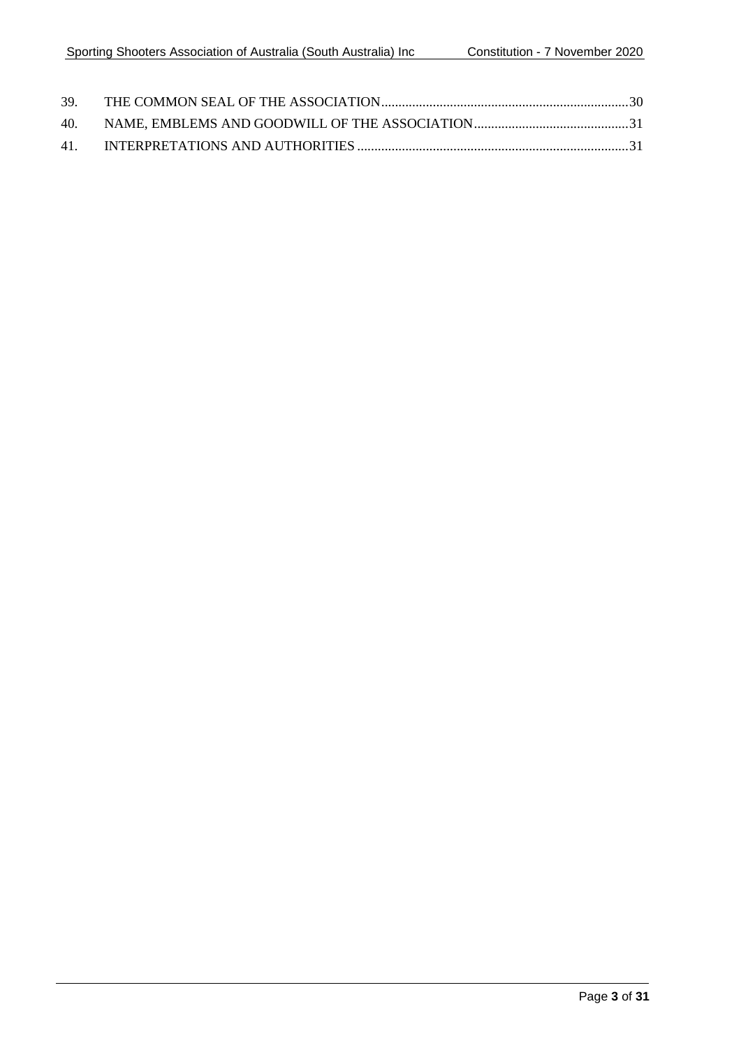39. THE COMMON SEAL OF THE ASSOCIATION ........................................................................ 30
40. NAME, EMBLEMS AND GOODWILL OF THE ASSOCIATION ............................................. 31
41. INTERPRETATIONS AND AUTHORITIES ............................................................................... 31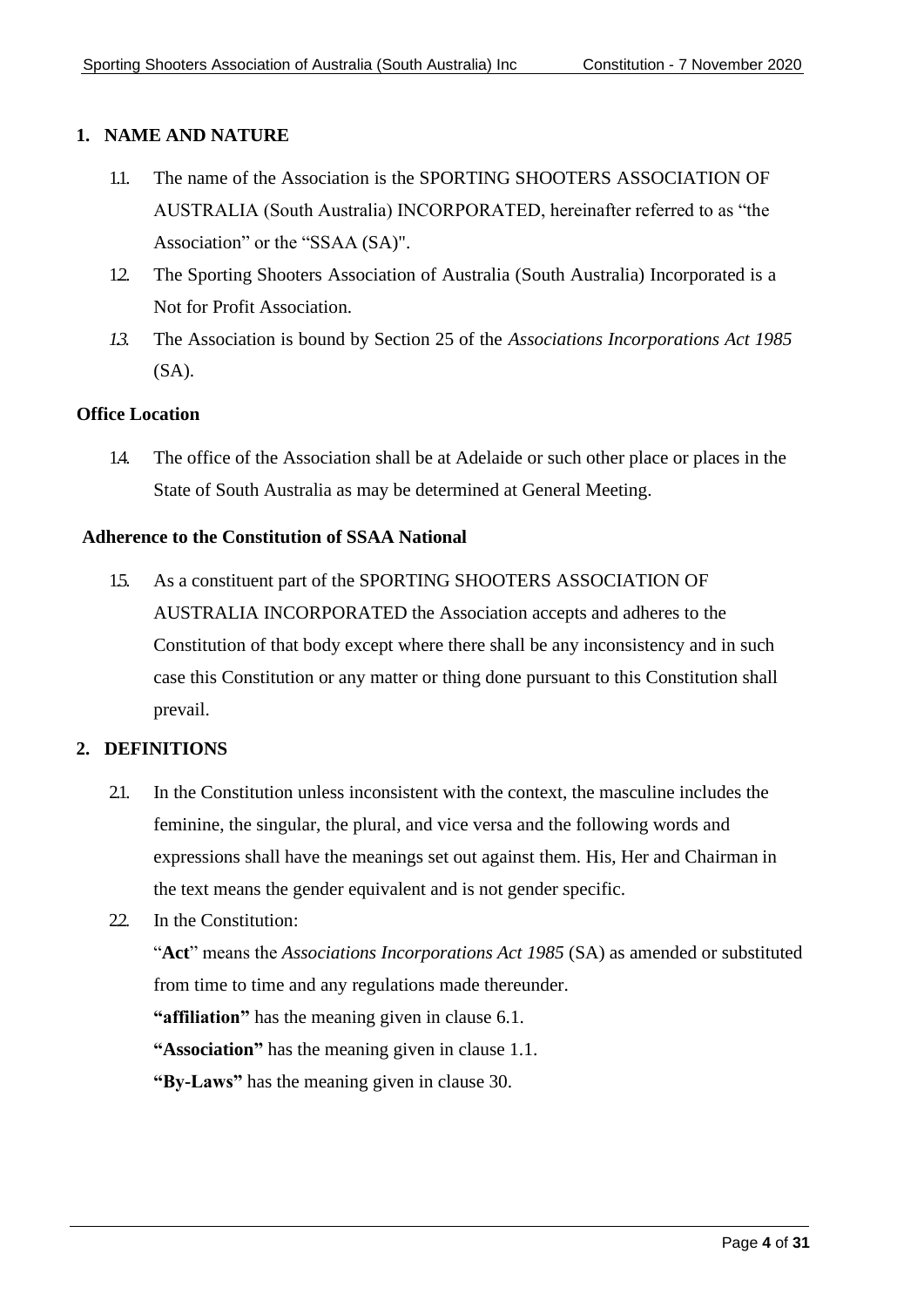## 1. NAME AND NATURE

1.1. The name of the Association is the SPORTING SHOOTERS ASSOCIATION OF AUSTRALIA (South Australia) INCORPORATED, hereinafter referred to as "the Association" or the "SSAA (SA)".

1.2. The Sporting Shooters Association of Australia (South Australia) Incorporated is a Not for Profit Association.

1.3. The Association is bound by Section 25 of the *Associations Incorporations Act 1985* (SA).

### Office Location

1.4. The office of the Association shall be at Adelaide or such other place or places in the State of South Australia as may be determined at General Meeting.

### Adherence to the Constitution of SSAA National

1.5. As a constituent part of the SPORTING SHOOTERS ASSOCIATION OF AUSTRALIA INCORPORATED the Association accepts and adheres to the Constitution of that body except where there shall be any inconsistency and in such case this Constitution or any matter or thing done pursuant to this Constitution shall prevail.

## 2. DEFINITIONS

2.1. In the Constitution unless inconsistent with the context, the masculine includes the feminine, the singular, the plural, and vice versa and the following words and expressions shall have the meanings set out against them. His, Her and Chairman in the text means the gender equivalent and is not gender specific.

2.2. In the Constitution:

"**Act**" means the *Associations Incorporations Act 1985* (SA) as amended or substituted from time to time and any regulations made thereunder.

**"affiliation"** has the meaning given in clause 6.1.

**"Association"** has the meaning given in clause 1.1.

**"By-Laws"** has the meaning given in clause 30.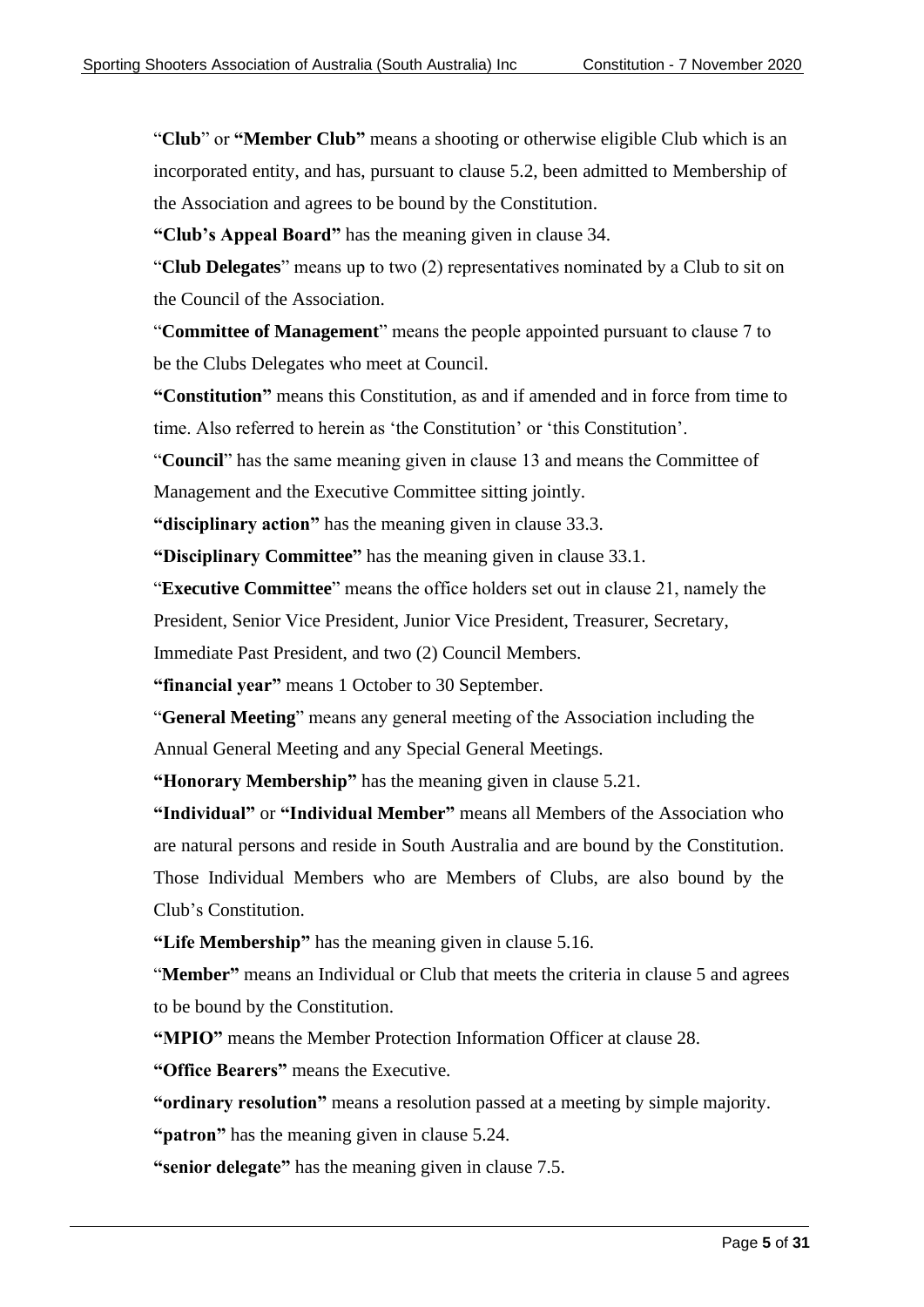"**Club**" or **"Member Club"** means a shooting or otherwise eligible Club which is an incorporated entity, and has, pursuant to clause 5.2, been admitted to Membership of the Association and agrees to be bound by the Constitution.

**"Club's Appeal Board"** has the meaning given in clause 34.

"**Club Delegates**" means up to two (2) representatives nominated by a Club to sit on the Council of the Association.

"**Committee of Management**" means the people appointed pursuant to clause 7 to be the Clubs Delegates who meet at Council.

**"Constitution"** means this Constitution, as and if amended and in force from time to time. Also referred to herein as 'the Constitution' or 'this Constitution'.

"**Council**" has the same meaning given in clause 13 and means the Committee of Management and the Executive Committee sitting jointly.

**"disciplinary action"** has the meaning given in clause 33.3.

**"Disciplinary Committee"** has the meaning given in clause 33.1.

"**Executive Committee**" means the office holders set out in clause 21, namely the President, Senior Vice President, Junior Vice President, Treasurer, Secretary, Immediate Past President, and two (2) Council Members.

**"financial year"** means 1 October to 30 September.

"**General Meeting**" means any general meeting of the Association including the Annual General Meeting and any Special General Meetings.

**"Honorary Membership"** has the meaning given in clause 5.21.

**"Individual"** or **"Individual Member"** means all Members of the Association who are natural persons and reside in South Australia and are bound by the Constitution. Those Individual Members who are Members of Clubs, are also bound by the Club's Constitution.

**"Life Membership"** has the meaning given in clause 5.16.

"**Member"** means an Individual or Club that meets the criteria in clause 5 and agrees to be bound by the Constitution.

**"MPIO"** means the Member Protection Information Officer at clause 28.

**"Office Bearers"** means the Executive.

**"ordinary resolution"** means a resolution passed at a meeting by simple majority.

**"patron"** has the meaning given in clause 5.24.

**"senior delegate"** has the meaning given in clause 7.5.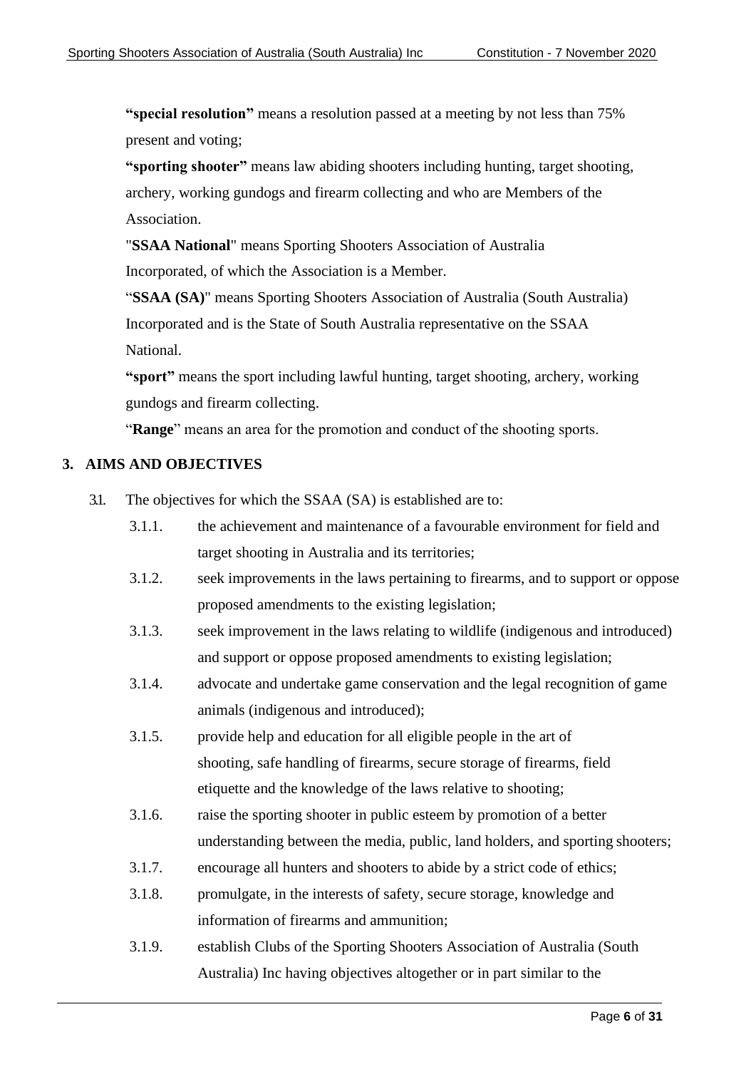**"special resolution"** means a resolution passed at a meeting by not less than 75% present and voting;

**"sporting shooter"** means law abiding shooters including hunting, target shooting, archery, working gundogs and firearm collecting and who are Members of the Association.

"**SSAA National**" means Sporting Shooters Association of Australia Incorporated, of which the Association is a Member.

"**SSAA (SA)**" means Sporting Shooters Association of Australia (South Australia) Incorporated and is the State of South Australia representative on the SSAA National.

**"sport"** means the sport including lawful hunting, target shooting, archery, working gundogs and firearm collecting.

"**Range**" means an area for the promotion and conduct of the shooting sports.

## 3. AIMS AND OBJECTIVES

3.1. The objectives for which the SSAA (SA) is established are to:

- 3.1.1. the achievement and maintenance of a favourable environment for field and target shooting in Australia and its territories;
- 3.1.2. seek improvements in the laws pertaining to firearms, and to support or oppose proposed amendments to the existing legislation;
- 3.1.3. seek improvement in the laws relating to wildlife (indigenous and introduced) and support or oppose proposed amendments to existing legislation;
- 3.1.4. advocate and undertake game conservation and the legal recognition of game animals (indigenous and introduced);
- 3.1.5. provide help and education for all eligible people in the art of shooting, safe handling of firearms, secure storage of firearms, field etiquette and the knowledge of the laws relative to shooting;
- 3.1.6. raise the sporting shooter in public esteem by promotion of a better understanding between the media, public, land holders, and sporting shooters;
- 3.1.7. encourage all hunters and shooters to abide by a strict code of ethics;
- 3.1.8. promulgate, in the interests of safety, secure storage, knowledge and information of firearms and ammunition;
- 3.1.9. establish Clubs of the Sporting Shooters Association of Australia (South Australia) Inc having objectives altogether or in part similar to the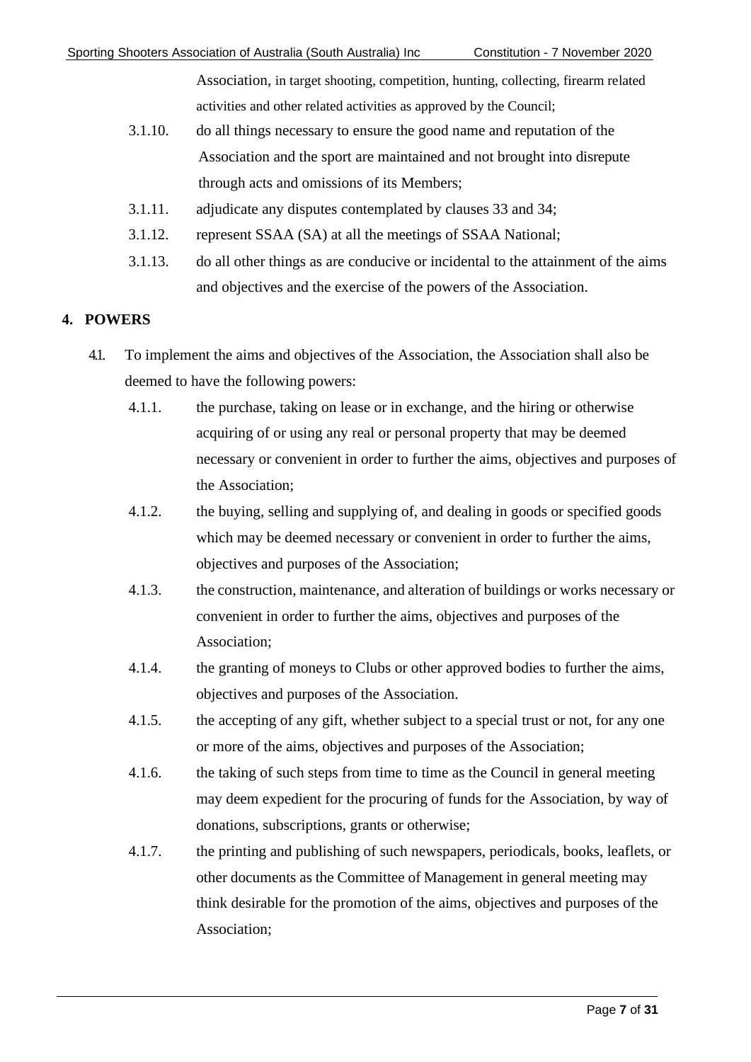Association, in target shooting, competition, hunting, collecting, firearm related activities and other related activities as approved by the Council;

3.1.10. do all things necessary to ensure the good name and reputation of the Association and the sport are maintained and not brought into disrepute through acts and omissions of its Members;

3.1.11. adjudicate any disputes contemplated by clauses 33 and 34;

3.1.12. represent SSAA (SA) at all the meetings of SSAA National;

3.1.13. do all other things as are conducive or incidental to the attainment of the aims and objectives and the exercise of the powers of the Association.

## 4. POWERS

4.1. To implement the aims and objectives of the Association, the Association shall also be deemed to have the following powers:

4.1.1. the purchase, taking on lease or in exchange, and the hiring or otherwise acquiring of or using any real or personal property that may be deemed necessary or convenient in order to further the aims, objectives and purposes of the Association;

4.1.2. the buying, selling and supplying of, and dealing in goods or specified goods which may be deemed necessary or convenient in order to further the aims, objectives and purposes of the Association;

4.1.3. the construction, maintenance, and alteration of buildings or works necessary or convenient in order to further the aims, objectives and purposes of the Association;

4.1.4. the granting of moneys to Clubs or other approved bodies to further the aims, objectives and purposes of the Association.

4.1.5. the accepting of any gift, whether subject to a special trust or not, for any one or more of the aims, objectives and purposes of the Association;

4.1.6. the taking of such steps from time to time as the Council in general meeting may deem expedient for the procuring of funds for the Association, by way of donations, subscriptions, grants or otherwise;

4.1.7. the printing and publishing of such newspapers, periodicals, books, leaflets, or other documents as the Committee of Management in general meeting may think desirable for the promotion of the aims, objectives and purposes of the Association;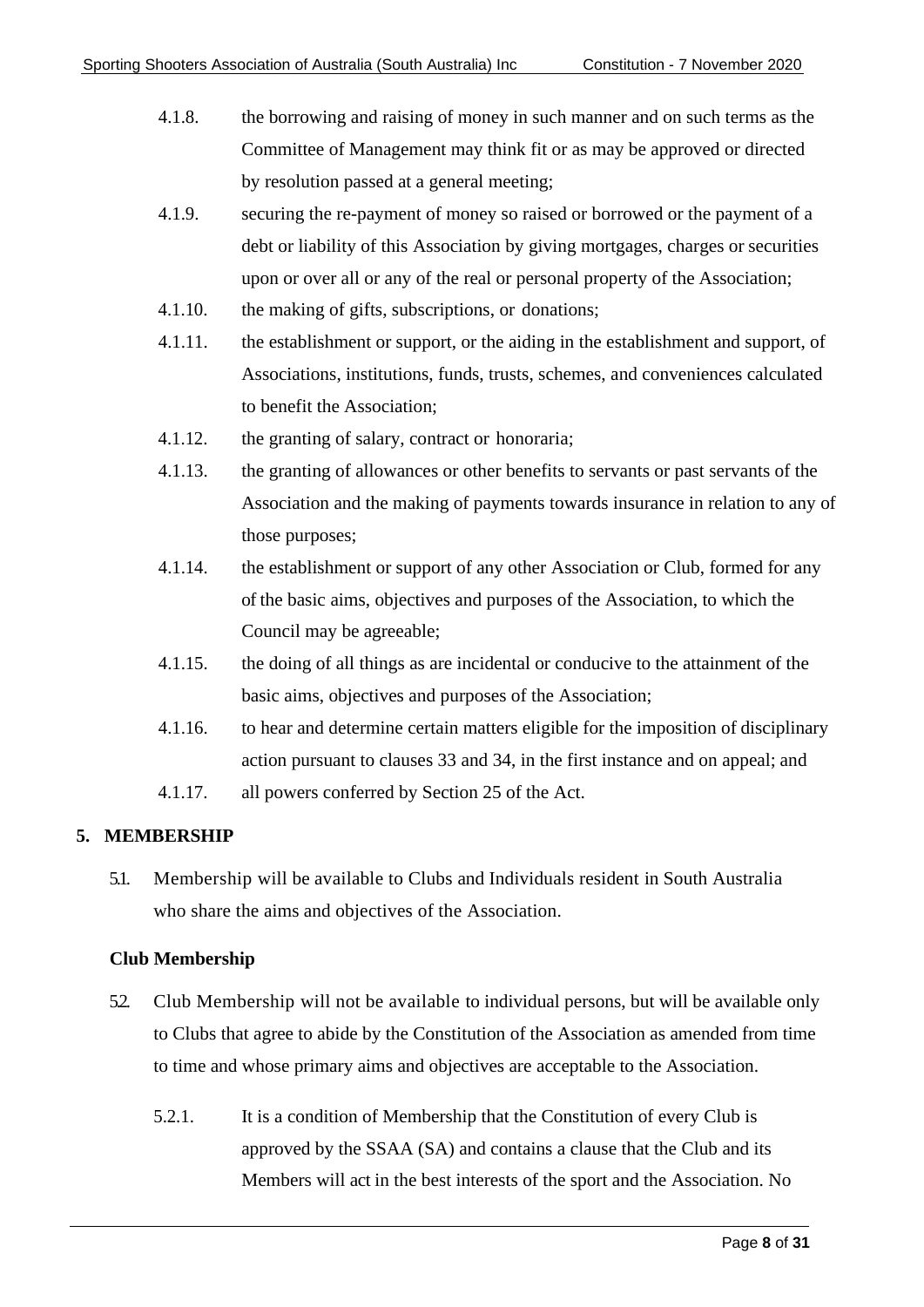4.1.8. the borrowing and raising of money in such manner and on such terms as the Committee of Management may think fit or as may be approved or directed by resolution passed at a general meeting;

4.1.9. securing the re-payment of money so raised or borrowed or the payment of a debt or liability of this Association by giving mortgages, charges or securities upon or over all or any of the real or personal property of the Association;

4.1.10. the making of gifts, subscriptions, or donations;

4.1.11. the establishment or support, or the aiding in the establishment and support, of Associations, institutions, funds, trusts, schemes, and conveniences calculated to benefit the Association;

4.1.12. the granting of salary, contract or honoraria;

4.1.13. the granting of allowances or other benefits to servants or past servants of the Association and the making of payments towards insurance in relation to any of those purposes;

4.1.14. the establishment or support of any other Association or Club, formed for any of the basic aims, objectives and purposes of the Association, to which the Council may be agreeable;

4.1.15. the doing of all things as are incidental or conducive to the attainment of the basic aims, objectives and purposes of the Association;

4.1.16. to hear and determine certain matters eligible for the imposition of disciplinary action pursuant to clauses 33 and 34, in the first instance and on appeal; and

4.1.17. all powers conferred by Section 25 of the Act.

## 5. MEMBERSHIP

5.1. Membership will be available to Clubs and Individuals resident in South Australia who share the aims and objectives of the Association.

### Club Membership

5.2. Club Membership will not be available to individual persons, but will be available only to Clubs that agree to abide by the Constitution of the Association as amended from time to time and whose primary aims and objectives are acceptable to the Association.

5.2.1. It is a condition of Membership that the Constitution of every Club is approved by the SSAA (SA) and contains a clause that the Club and its Members will act in the best interests of the sport and the Association. No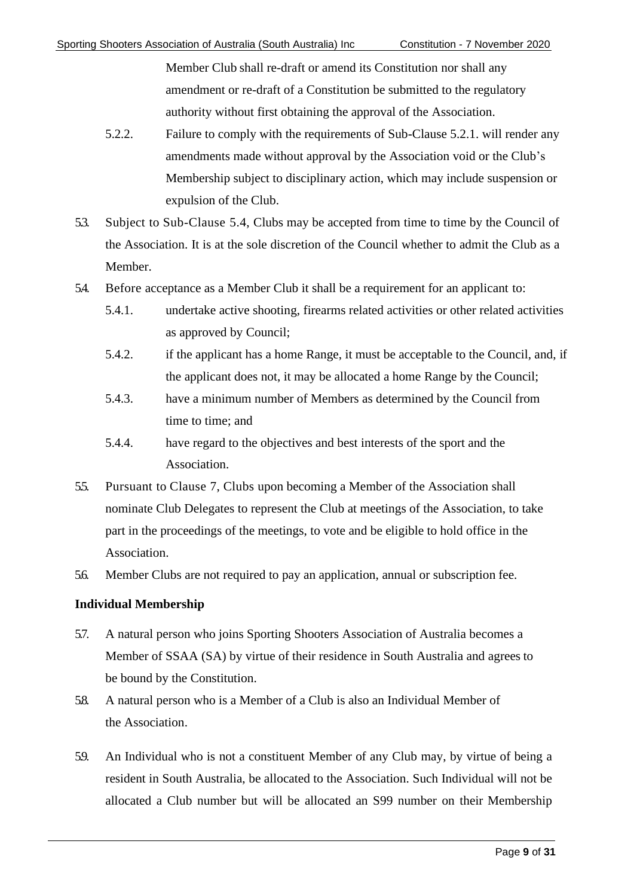Member Club shall re-draft or amend its Constitution nor shall any amendment or re-draft of a Constitution be submitted to the regulatory authority without first obtaining the approval of the Association.

5.2.2. Failure to comply with the requirements of Sub-Clause 5.2.1. will render any amendments made without approval by the Association void or the Club's Membership subject to disciplinary action, which may include suspension or expulsion of the Club.

5.3. Subject to Sub-Clause 5.4, Clubs may be accepted from time to time by the Council of the Association. It is at the sole discretion of the Council whether to admit the Club as a Member.

5.4. Before acceptance as a Member Club it shall be a requirement for an applicant to:

5.4.1. undertake active shooting, firearms related activities or other related activities as approved by Council;

5.4.2. if the applicant has a home Range, it must be acceptable to the Council, and, if the applicant does not, it may be allocated a home Range by the Council;

5.4.3. have a minimum number of Members as determined by the Council from time to time; and

5.4.4. have regard to the objectives and best interests of the sport and the Association.

5.5. Pursuant to Clause 7, Clubs upon becoming a Member of the Association shall nominate Club Delegates to represent the Club at meetings of the Association, to take part in the proceedings of the meetings, to vote and be eligible to hold office in the Association.

5.6. Member Clubs are not required to pay an application, annual or subscription fee.

**Individual Membership**

5.7. A natural person who joins Sporting Shooters Association of Australia becomes a Member of SSAA (SA) by virtue of their residence in South Australia and agrees to be bound by the Constitution.

5.8. A natural person who is a Member of a Club is also an Individual Member of the Association.

5.9. An Individual who is not a constituent Member of any Club may, by virtue of being a resident in South Australia, be allocated to the Association. Such Individual will not be allocated a Club number but will be allocated an S99 number on their Membership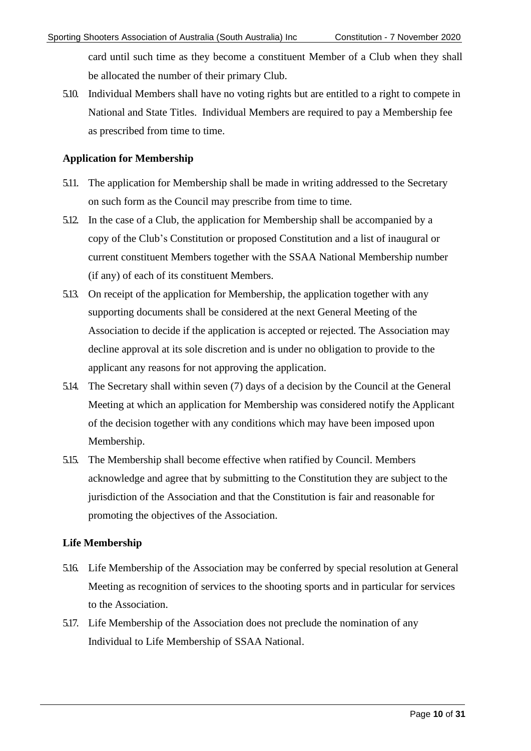card until such time as they become a constituent Member of a Club when they shall be allocated the number of their primary Club.

5.10. Individual Members shall have no voting rights but are entitled to a right to compete in National and State Titles. Individual Members are required to pay a Membership fee as prescribed from time to time.

**Application for Membership**

5.11. The application for Membership shall be made in writing addressed to the Secretary on such form as the Council may prescribe from time to time.

5.12. In the case of a Club, the application for Membership shall be accompanied by a copy of the Club's Constitution or proposed Constitution and a list of inaugural or current constituent Members together with the SSAA National Membership number (if any) of each of its constituent Members.

5.13. On receipt of the application for Membership, the application together with any supporting documents shall be considered at the next General Meeting of the Association to decide if the application is accepted or rejected. The Association may decline approval at its sole discretion and is under no obligation to provide to the applicant any reasons for not approving the application.

5.14. The Secretary shall within seven (7) days of a decision by the Council at the General Meeting at which an application for Membership was considered notify the Applicant of the decision together with any conditions which may have been imposed upon Membership.

5.15. The Membership shall become effective when ratified by Council. Members acknowledge and agree that by submitting to the Constitution they are subject to the jurisdiction of the Association and that the Constitution is fair and reasonable for promoting the objectives of the Association.

**Life Membership**

5.16. Life Membership of the Association may be conferred by special resolution at General Meeting as recognition of services to the shooting sports and in particular for services to the Association.

5.17. Life Membership of the Association does not preclude the nomination of any Individual to Life Membership of SSAA National.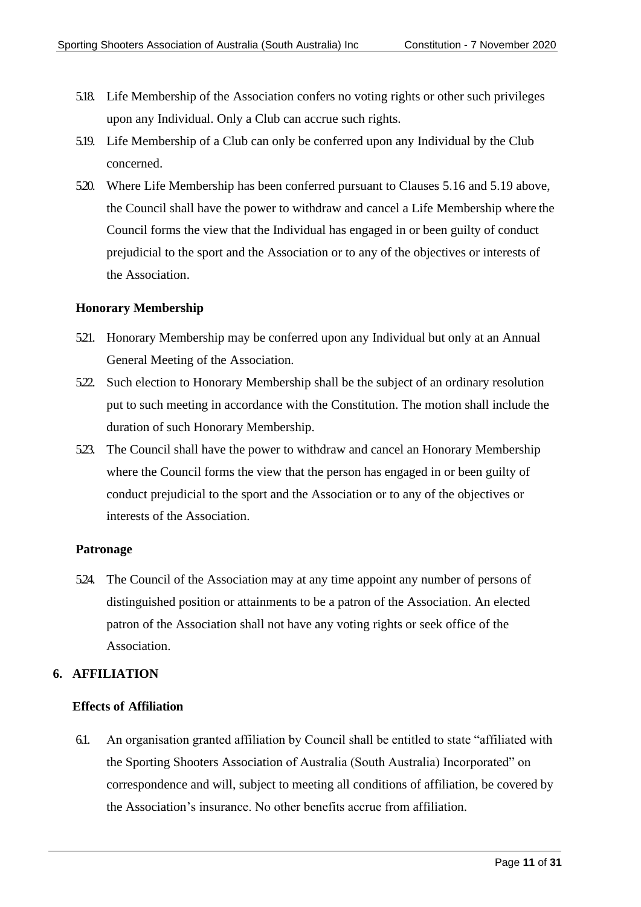5.18. Life Membership of the Association confers no voting rights or other such privileges upon any Individual. Only a Club can accrue such rights.

5.19. Life Membership of a Club can only be conferred upon any Individual by the Club concerned.

5.20. Where Life Membership has been conferred pursuant to Clauses 5.16 and 5.19 above, the Council shall have the power to withdraw and cancel a Life Membership where the Council forms the view that the Individual has engaged in or been guilty of conduct prejudicial to the sport and the Association or to any of the objectives or interests of the Association.

**Honorary Membership**

5.21. Honorary Membership may be conferred upon any Individual but only at an Annual General Meeting of the Association.

5.22. Such election to Honorary Membership shall be the subject of an ordinary resolution put to such meeting in accordance with the Constitution. The motion shall include the duration of such Honorary Membership.

5.23. The Council shall have the power to withdraw and cancel an Honorary Membership where the Council forms the view that the person has engaged in or been guilty of conduct prejudicial to the sport and the Association or to any of the objectives or interests of the Association.

**Patronage**

5.24. The Council of the Association may at any time appoint any number of persons of distinguished position or attainments to be a patron of the Association. An elected patron of the Association shall not have any voting rights or seek office of the Association.

## 6. AFFILIATION

**Effects of Affiliation**

6.1. An organisation granted affiliation by Council shall be entitled to state "affiliated with the Sporting Shooters Association of Australia (South Australia) Incorporated" on correspondence and will, subject to meeting all conditions of affiliation, be covered by the Association's insurance. No other benefits accrue from affiliation.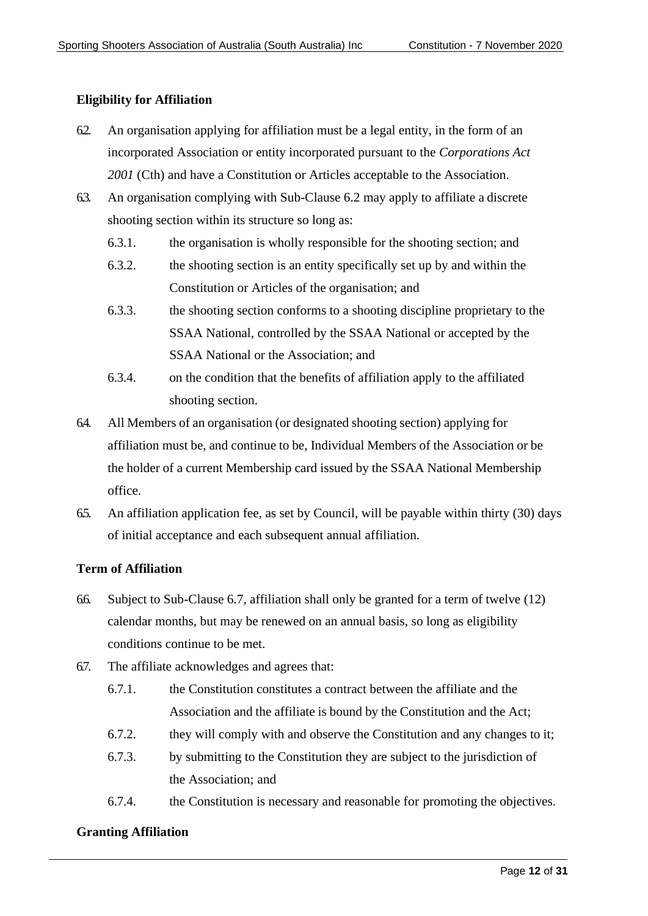**Eligibility for Affiliation**

6.2. An organisation applying for affiliation must be a legal entity, in the form of an incorporated Association or entity incorporated pursuant to the *Corporations Act 2001* (Cth) and have a Constitution or Articles acceptable to the Association.

6.3. An organisation complying with Sub-Clause 6.2 may apply to affiliate a discrete shooting section within its structure so long as:

   6.3.1. the organisation is wholly responsible for the shooting section; and

   6.3.2. the shooting section is an entity specifically set up by and within the Constitution or Articles of the organisation; and

   6.3.3. the shooting section conforms to a shooting discipline proprietary to the SSAA National, controlled by the SSAA National or accepted by the SSAA National or the Association; and

   6.3.4. on the condition that the benefits of affiliation apply to the affiliated shooting section.

6.4. All Members of an organisation (or designated shooting section) applying for affiliation must be, and continue to be, Individual Members of the Association or be the holder of a current Membership card issued by the SSAA National Membership office.

6.5. An affiliation application fee, as set by Council, will be payable within thirty (30) days of initial acceptance and each subsequent annual affiliation.

**Term of Affiliation**

6.6. Subject to Sub-Clause 6.7, affiliation shall only be granted for a term of twelve (12) calendar months, but may be renewed on an annual basis, so long as eligibility conditions continue to be met.

6.7. The affiliate acknowledges and agrees that:

   6.7.1. the Constitution constitutes a contract between the affiliate and the Association and the affiliate is bound by the Constitution and the Act;

   6.7.2. they will comply with and observe the Constitution and any changes to it;

   6.7.3. by submitting to the Constitution they are subject to the jurisdiction of the Association; and

   6.7.4. the Constitution is necessary and reasonable for promoting the objectives.

**Granting Affiliation**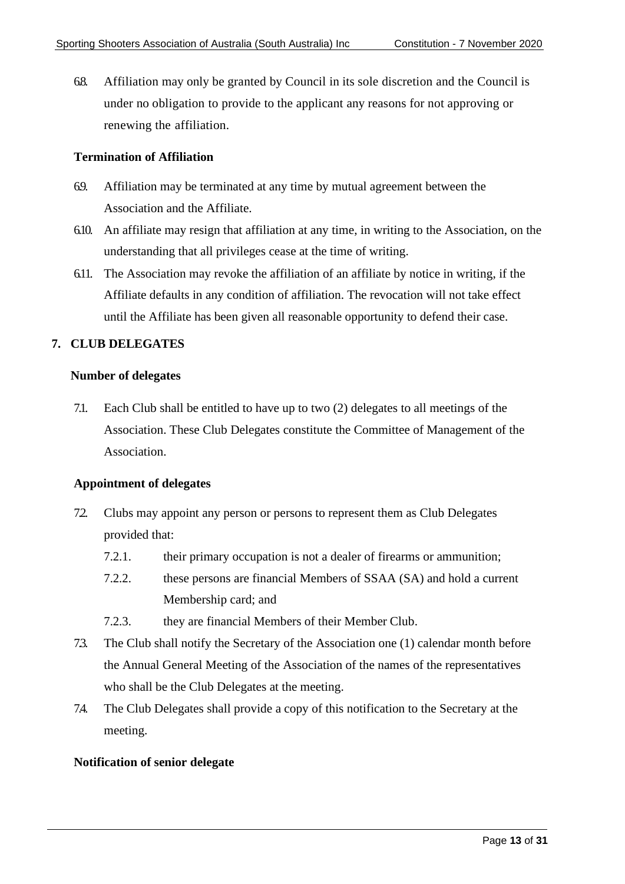6.8. Affiliation may only be granted by Council in its sole discretion and the Council is under no obligation to provide to the applicant any reasons for not approving or renewing the affiliation.

### Termination of Affiliation

6.9. Affiliation may be terminated at any time by mutual agreement between the Association and the Affiliate.

6.10. An affiliate may resign that affiliation at any time, in writing to the Association, on the understanding that all privileges cease at the time of writing.

6.11. The Association may revoke the affiliation of an affiliate by notice in writing, if the Affiliate defaults in any condition of affiliation. The revocation will not take effect until the Affiliate has been given all reasonable opportunity to defend their case.

## 7. CLUB DELEGATES

### Number of delegates

7.1. Each Club shall be entitled to have up to two (2) delegates to all meetings of the Association. These Club Delegates constitute the Committee of Management of the Association.

### Appointment of delegates

7.2. Clubs may appoint any person or persons to represent them as Club Delegates provided that:

- 7.2.1. their primary occupation is not a dealer of firearms or ammunition;
- 7.2.2. these persons are financial Members of SSAA (SA) and hold a current Membership card; and
- 7.2.3. they are financial Members of their Member Club.

7.3. The Club shall notify the Secretary of the Association one (1) calendar month before the Annual General Meeting of the Association of the names of the representatives who shall be the Club Delegates at the meeting.

7.4. The Club Delegates shall provide a copy of this notification to the Secretary at the meeting.

### Notification of senior delegate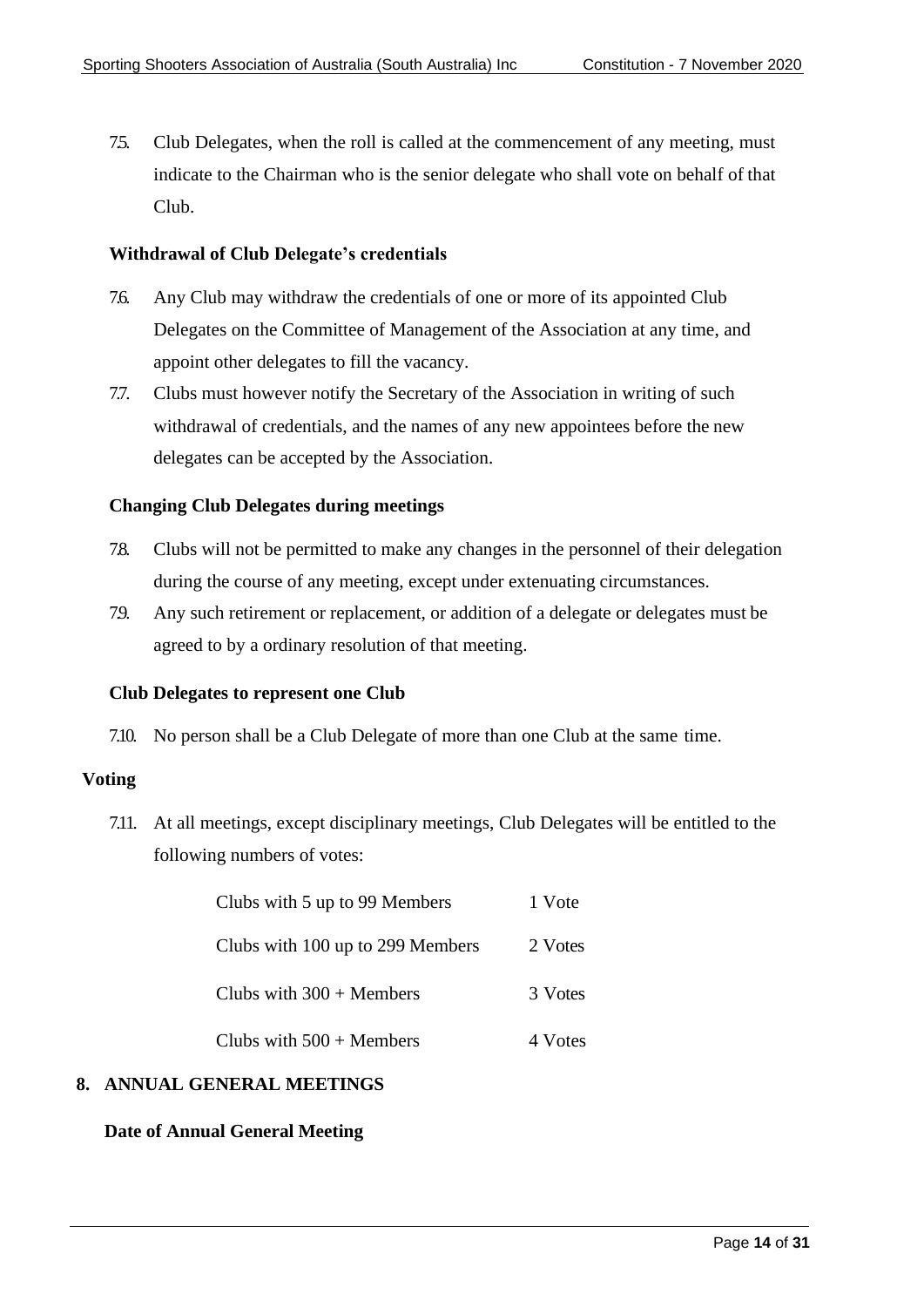7.5. Club Delegates, when the roll is called at the commencement of any meeting, must indicate to the Chairman who is the senior delegate who shall vote on behalf of that Club.

**Withdrawal of Club Delegate's credentials**

7.6. Any Club may withdraw the credentials of one or more of its appointed Club Delegates on the Committee of Management of the Association at any time, and appoint other delegates to fill the vacancy.

7.7. Clubs must however notify the Secretary of the Association in writing of such withdrawal of credentials, and the names of any new appointees before the new delegates can be accepted by the Association.

**Changing Club Delegates during meetings**

7.8. Clubs will not be permitted to make any changes in the personnel of their delegation during the course of any meeting, except under extenuating circumstances.

7.9. Any such retirement or replacement, or addition of a delegate or delegates must be agreed to by a ordinary resolution of that meeting.

**Club Delegates to represent one Club**

7.10. No person shall be a Club Delegate of more than one Club at the same time.

**Voting**

7.11. At all meetings, except disciplinary meetings, Club Delegates will be entitled to the following numbers of votes:

| | |
|---|---|
| Clubs with 5 up to 99 Members | 1 Vote |
| Clubs with 100 up to 299 Members | 2 Votes |
| Clubs with 300 + Members | 3 Votes |
| Clubs with 500 + Members | 4 Votes |

## 8. ANNUAL GENERAL MEETINGS

**Date of Annual General Meeting**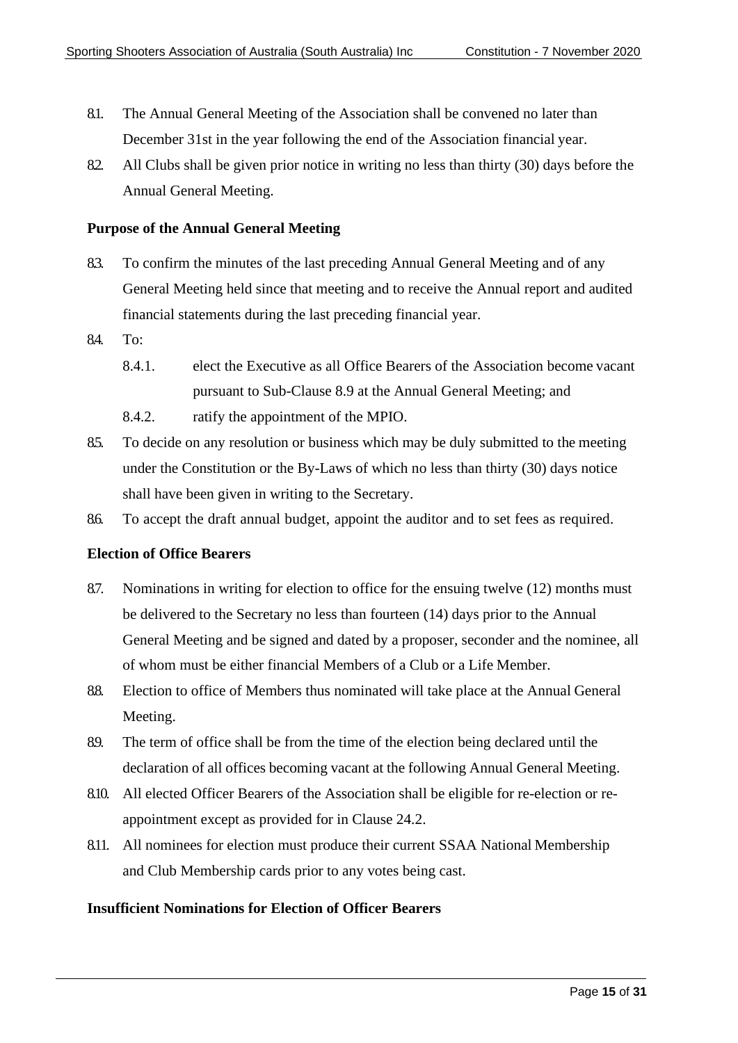8.1. The Annual General Meeting of the Association shall be convened no later than December 31st in the year following the end of the Association financial year.

8.2. All Clubs shall be given prior notice in writing no less than thirty (30) days before the Annual General Meeting.

**Purpose of the Annual General Meeting**

8.3. To confirm the minutes of the last preceding Annual General Meeting and of any General Meeting held since that meeting and to receive the Annual report and audited financial statements during the last preceding financial year.

8.4. To:

- 8.4.1. elect the Executive as all Office Bearers of the Association become vacant pursuant to Sub-Clause 8.9 at the Annual General Meeting; and
- 8.4.2. ratify the appointment of the MPIO.

8.5. To decide on any resolution or business which may be duly submitted to the meeting under the Constitution or the By-Laws of which no less than thirty (30) days notice shall have been given in writing to the Secretary.

8.6. To accept the draft annual budget, appoint the auditor and to set fees as required.

**Election of Office Bearers**

8.7. Nominations in writing for election to office for the ensuing twelve (12) months must be delivered to the Secretary no less than fourteen (14) days prior to the Annual General Meeting and be signed and dated by a proposer, seconder and the nominee, all of whom must be either financial Members of a Club or a Life Member.

8.8. Election to office of Members thus nominated will take place at the Annual General Meeting.

8.9. The term of office shall be from the time of the election being declared until the declaration of all offices becoming vacant at the following Annual General Meeting.

8.10. All elected Officer Bearers of the Association shall be eligible for re-election or re-appointment except as provided for in Clause 24.2.

8.11. All nominees for election must produce their current SSAA National Membership and Club Membership cards prior to any votes being cast.

**Insufficient Nominations for Election of Officer Bearers**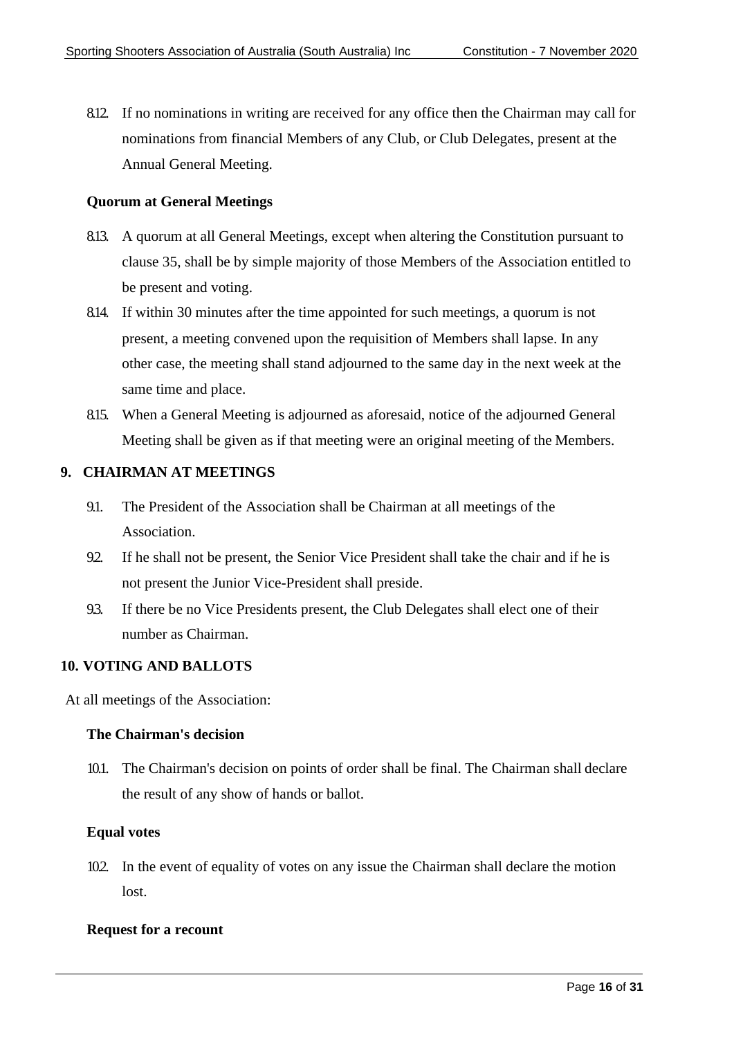8.12. If no nominations in writing are received for any office then the Chairman may call for nominations from financial Members of any Club, or Club Delegates, present at the Annual General Meeting.

**Quorum at General Meetings**

8.13. A quorum at all General Meetings, except when altering the Constitution pursuant to clause 35, shall be by simple majority of those Members of the Association entitled to be present and voting.

8.14. If within 30 minutes after the time appointed for such meetings, a quorum is not present, a meeting convened upon the requisition of Members shall lapse. In any other case, the meeting shall stand adjourned to the same day in the next week at the same time and place.

8.15. When a General Meeting is adjourned as aforesaid, notice of the adjourned General Meeting shall be given as if that meeting were an original meeting of the Members.

## 9. CHAIRMAN AT MEETINGS

9.1. The President of the Association shall be Chairman at all meetings of the Association.

9.2. If he shall not be present, the Senior Vice President shall take the chair and if he is not present the Junior Vice-President shall preside.

9.3. If there be no Vice Presidents present, the Club Delegates shall elect one of their number as Chairman.

## 10. VOTING AND BALLOTS

At all meetings of the Association:

**The Chairman's decision**

10.1. The Chairman's decision on points of order shall be final. The Chairman shall declare the result of any show of hands or ballot.

**Equal votes**

10.2. In the event of equality of votes on any issue the Chairman shall declare the motion lost.

**Request for a recount**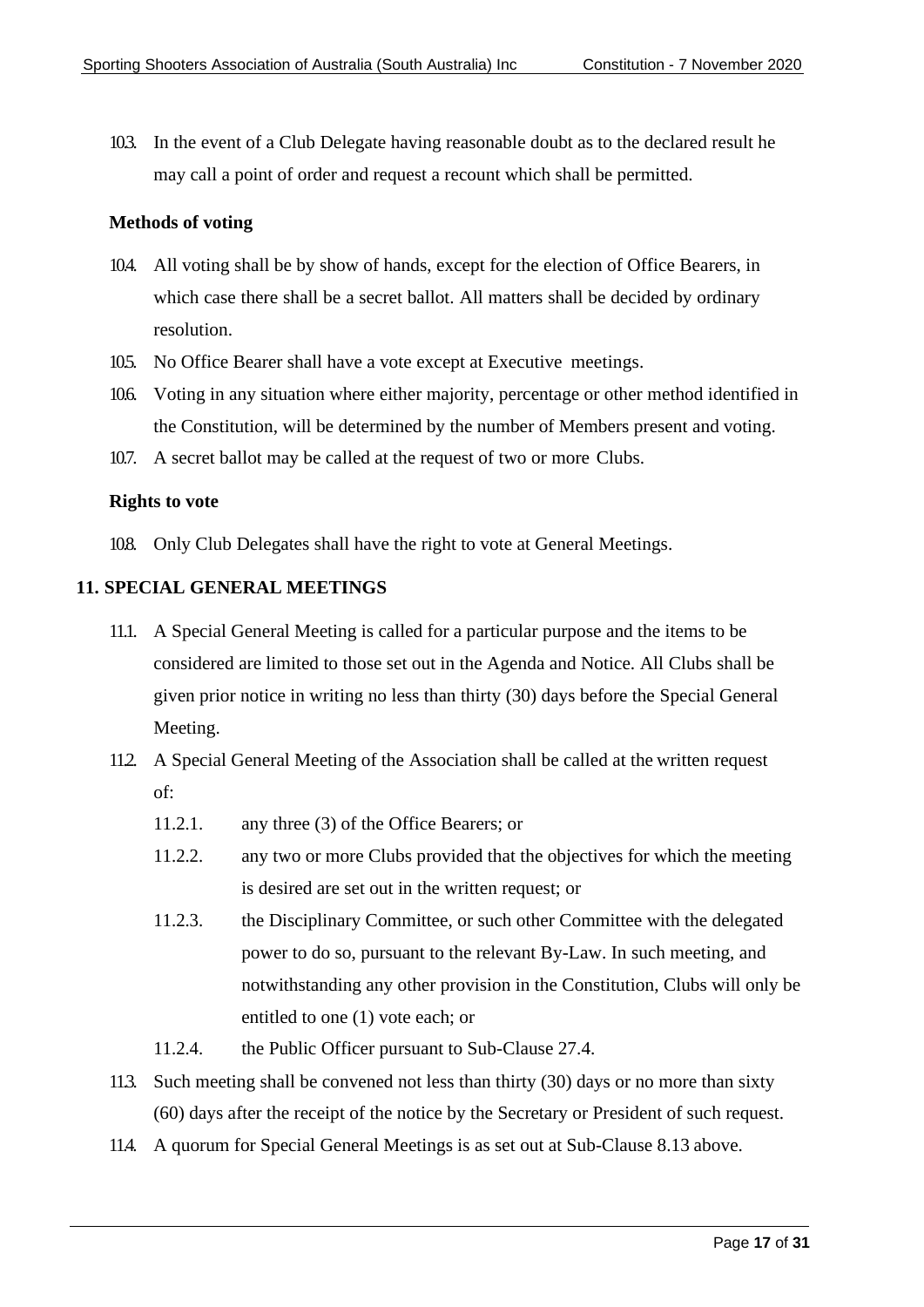10.3. In the event of a Club Delegate having reasonable doubt as to the declared result he may call a point of order and request a recount which shall be permitted.

**Methods of voting**

10.4. All voting shall be by show of hands, except for the election of Office Bearers, in which case there shall be a secret ballot. All matters shall be decided by ordinary resolution.

10.5. No Office Bearer shall have a vote except at Executive meetings.

10.6. Voting in any situation where either majority, percentage or other method identified in the Constitution, will be determined by the number of Members present and voting.

10.7. A secret ballot may be called at the request of two or more Clubs.

**Rights to vote**

10.8. Only Club Delegates shall have the right to vote at General Meetings.

## 11. SPECIAL GENERAL MEETINGS

11.1. A Special General Meeting is called for a particular purpose and the items to be considered are limited to those set out in the Agenda and Notice. All Clubs shall be given prior notice in writing no less than thirty (30) days before the Special General Meeting.

11.2. A Special General Meeting of the Association shall be called at the written request of:

- 11.2.1. any three (3) of the Office Bearers; or
- 11.2.2. any two or more Clubs provided that the objectives for which the meeting is desired are set out in the written request; or
- 11.2.3. the Disciplinary Committee, or such other Committee with the delegated power to do so, pursuant to the relevant By-Law. In such meeting, and notwithstanding any other provision in the Constitution, Clubs will only be entitled to one (1) vote each; or
- 11.2.4. the Public Officer pursuant to Sub-Clause 27.4.

11.3. Such meeting shall be convened not less than thirty (30) days or no more than sixty (60) days after the receipt of the notice by the Secretary or President of such request.

11.4. A quorum for Special General Meetings is as set out at Sub-Clause 8.13 above.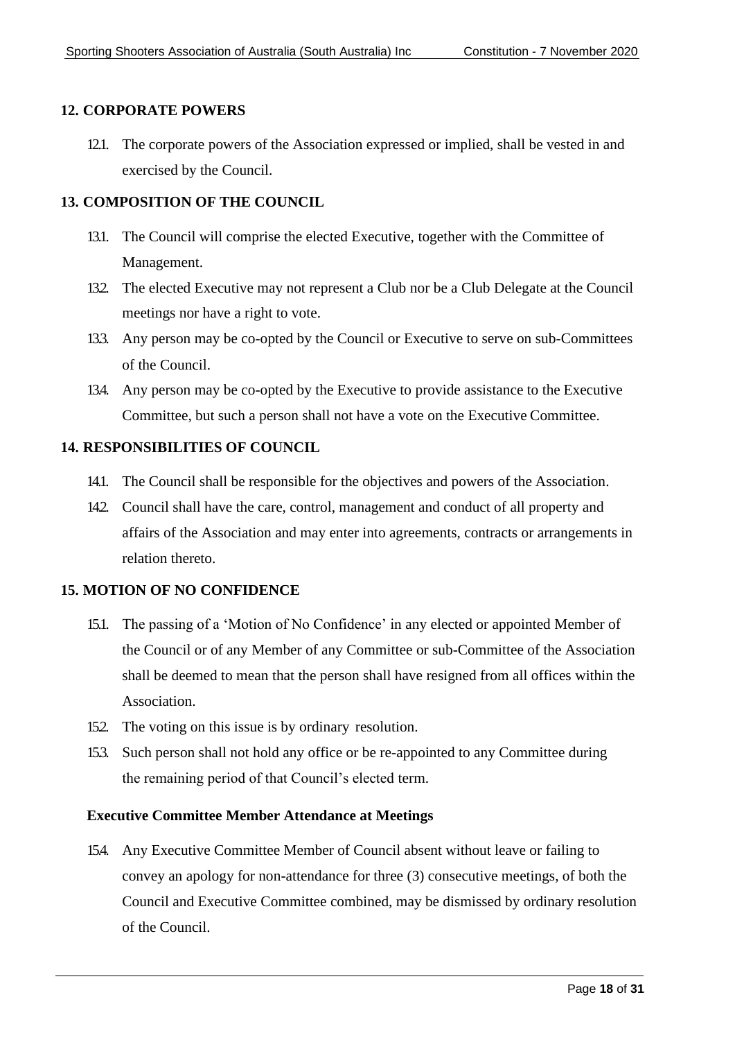## 12. CORPORATE POWERS

12.1. The corporate powers of the Association expressed or implied, shall be vested in and exercised by the Council.

## 13. COMPOSITION OF THE COUNCIL

13.1. The Council will comprise the elected Executive, together with the Committee of Management.

13.2. The elected Executive may not represent a Club nor be a Club Delegate at the Council meetings nor have a right to vote.

13.3. Any person may be co-opted by the Council or Executive to serve on sub-Committees of the Council.

13.4. Any person may be co-opted by the Executive to provide assistance to the Executive Committee, but such a person shall not have a vote on the Executive Committee.

## 14. RESPONSIBILITIES OF COUNCIL

14.1. The Council shall be responsible for the objectives and powers of the Association.

14.2. Council shall have the care, control, management and conduct of all property and affairs of the Association and may enter into agreements, contracts or arrangements in relation thereto.

## 15. MOTION OF NO CONFIDENCE

15.1. The passing of a 'Motion of No Confidence' in any elected or appointed Member of the Council or of any Member of any Committee or sub-Committee of the Association shall be deemed to mean that the person shall have resigned from all offices within the Association.

15.2. The voting on this issue is by ordinary resolution.

15.3. Such person shall not hold any office or be re-appointed to any Committee during the remaining period of that Council's elected term.

### Executive Committee Member Attendance at Meetings

15.4. Any Executive Committee Member of Council absent without leave or failing to convey an apology for non-attendance for three (3) consecutive meetings, of both the Council and Executive Committee combined, may be dismissed by ordinary resolution of the Council.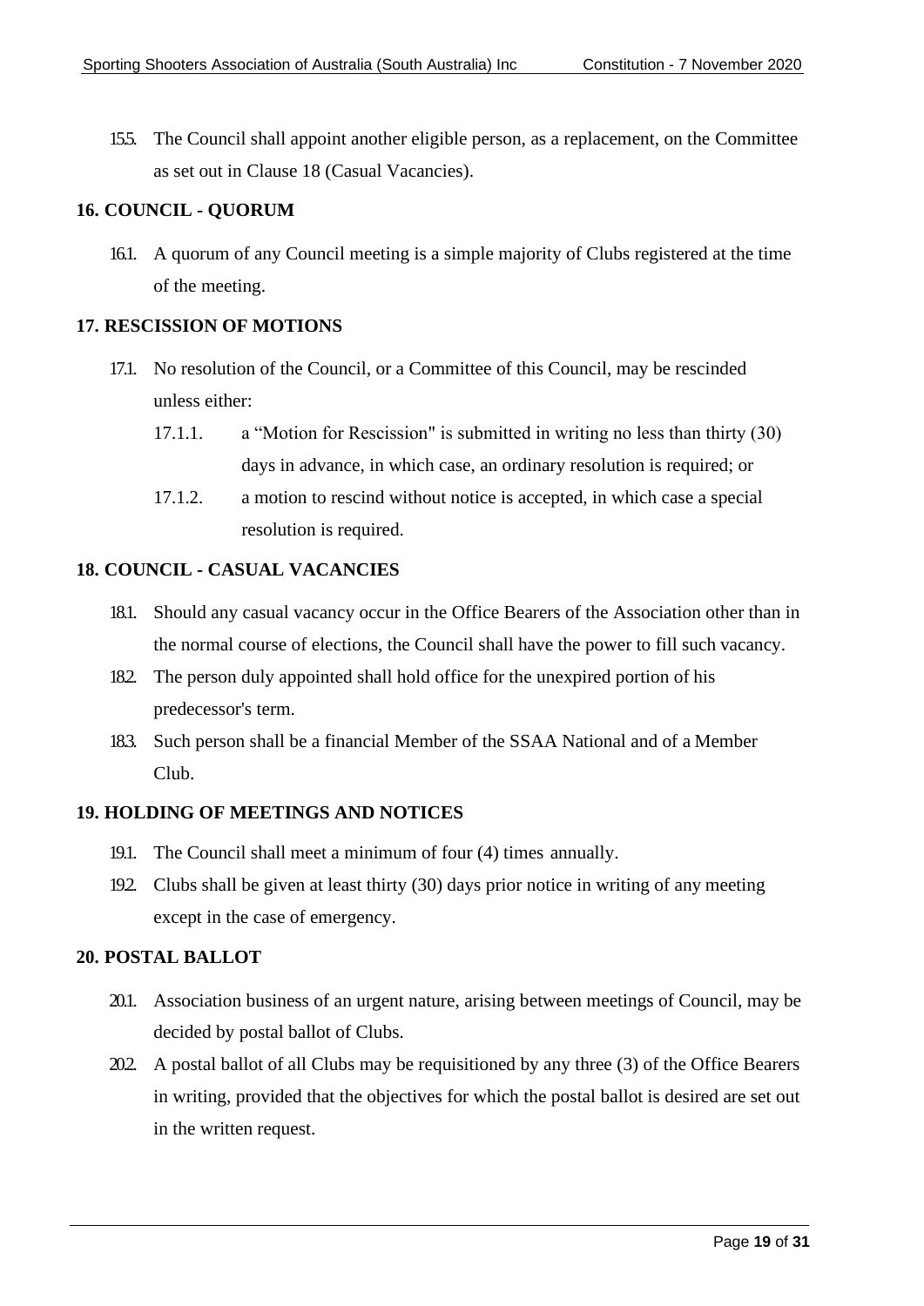15.5. The Council shall appoint another eligible person, as a replacement, on the Committee as set out in Clause 18 (Casual Vacancies).

## 16. COUNCIL - QUORUM

16.1. A quorum of any Council meeting is a simple majority of Clubs registered at the time of the meeting.

## 17. RESCISSION OF MOTIONS

17.1. No resolution of the Council, or a Committee of this Council, may be rescinded unless either:

- 17.1.1. a "Motion for Rescission" is submitted in writing no less than thirty (30) days in advance, in which case, an ordinary resolution is required; or
- 17.1.2. a motion to rescind without notice is accepted, in which case a special resolution is required.

## 18. COUNCIL - CASUAL VACANCIES

18.1. Should any casual vacancy occur in the Office Bearers of the Association other than in the normal course of elections, the Council shall have the power to fill such vacancy.

18.2. The person duly appointed shall hold office for the unexpired portion of his predecessor's term.

18.3. Such person shall be a financial Member of the SSAA National and of a Member Club.

## 19. HOLDING OF MEETINGS AND NOTICES

19.1. The Council shall meet a minimum of four (4) times annually.

19.2. Clubs shall be given at least thirty (30) days prior notice in writing of any meeting except in the case of emergency.

## 20. POSTAL BALLOT

20.1. Association business of an urgent nature, arising between meetings of Council, may be decided by postal ballot of Clubs.

20.2. A postal ballot of all Clubs may be requisitioned by any three (3) of the Office Bearers in writing, provided that the objectives for which the postal ballot is desired are set out in the written request.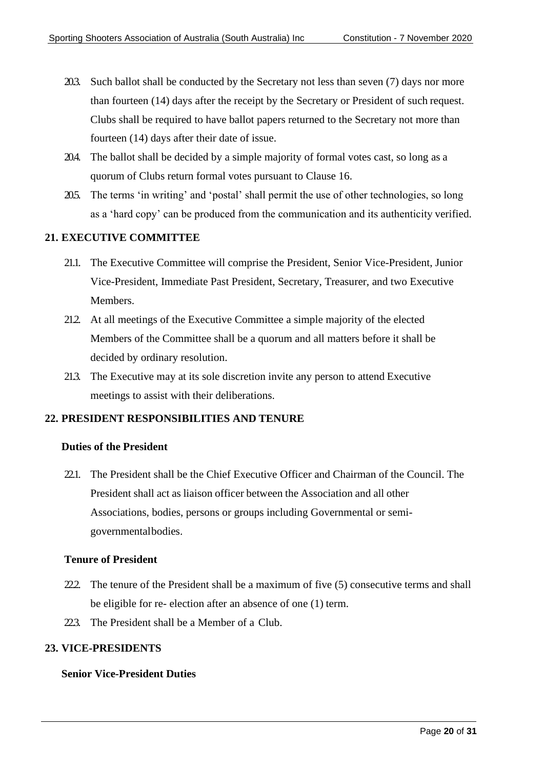20.3. Such ballot shall be conducted by the Secretary not less than seven (7) days nor more than fourteen (14) days after the receipt by the Secretary or President of such request. Clubs shall be required to have ballot papers returned to the Secretary not more than fourteen (14) days after their date of issue.

20.4. The ballot shall be decided by a simple majority of formal votes cast, so long as a quorum of Clubs return formal votes pursuant to Clause 16.

20.5. The terms 'in writing' and 'postal' shall permit the use of other technologies, so long as a 'hard copy' can be produced from the communication and its authenticity verified.

## 21. EXECUTIVE COMMITTEE

21.1. The Executive Committee will comprise the President, Senior Vice-President, Junior Vice-President, Immediate Past President, Secretary, Treasurer, and two Executive Members.

21.2. At all meetings of the Executive Committee a simple majority of the elected Members of the Committee shall be a quorum and all matters before it shall be decided by ordinary resolution.

21.3. The Executive may at its sole discretion invite any person to attend Executive meetings to assist with their deliberations.

## 22. PRESIDENT RESPONSIBILITIES AND TENURE

### Duties of the President

22.1. The President shall be the Chief Executive Officer and Chairman of the Council. The President shall act as liaison officer between the Association and all other Associations, bodies, persons or groups including Governmental or semi-governmentalbodies.

### Tenure of President

22.2. The tenure of the President shall be a maximum of five (5) consecutive terms and shall be eligible for re- election after an absence of one (1) term.

22.3. The President shall be a Member of a Club.

## 23. VICE-PRESIDENTS

### Senior Vice-President Duties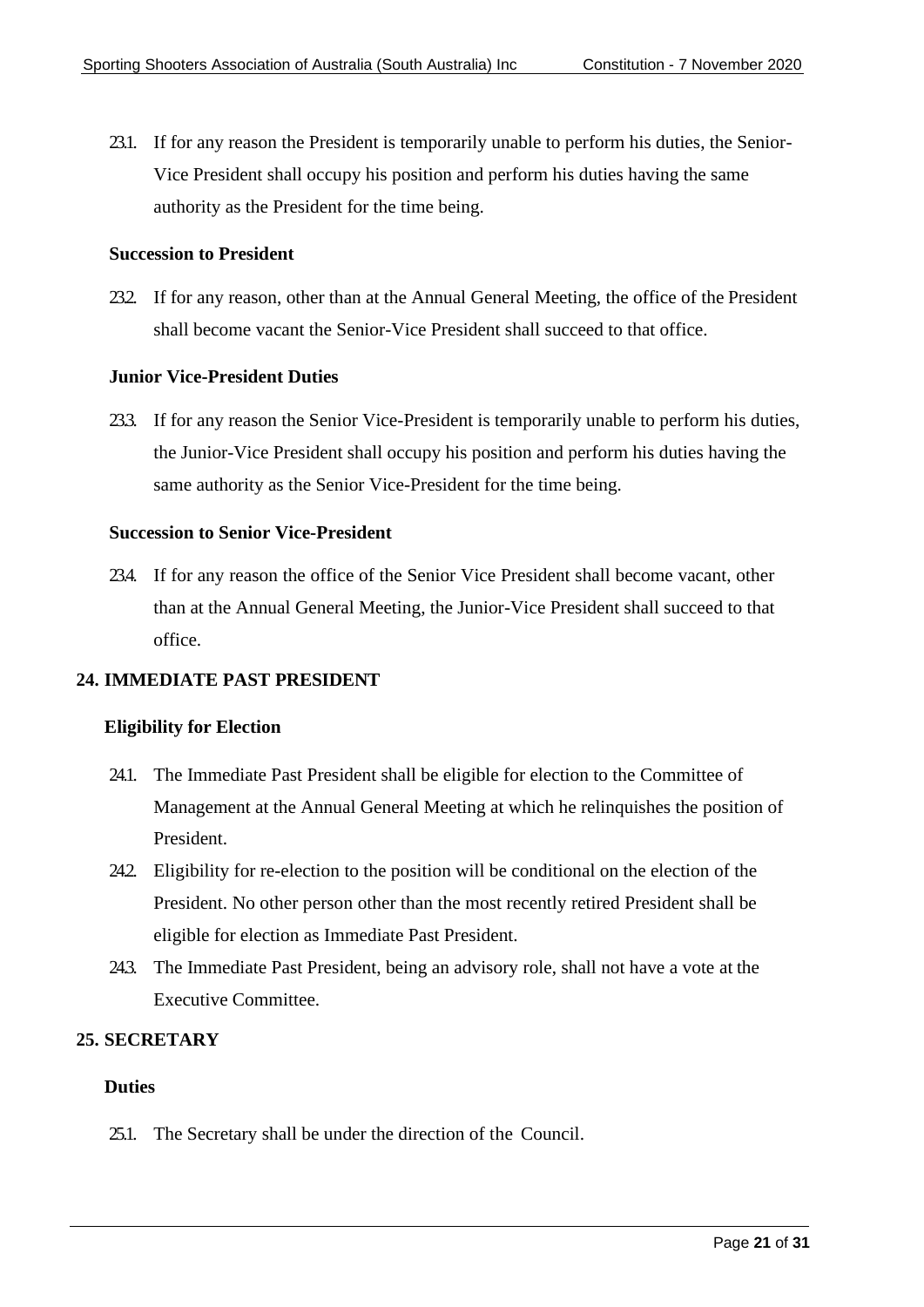23.1. If for any reason the President is temporarily unable to perform his duties, the Senior-Vice President shall occupy his position and perform his duties having the same authority as the President for the time being.

**Succession to President**

23.2. If for any reason, other than at the Annual General Meeting, the office of the President shall become vacant the Senior-Vice President shall succeed to that office.

**Junior Vice-President Duties**

23.3. If for any reason the Senior Vice-President is temporarily unable to perform his duties, the Junior-Vice President shall occupy his position and perform his duties having the same authority as the Senior Vice-President for the time being.

**Succession to Senior Vice-President**

23.4. If for any reason the office of the Senior Vice President shall become vacant, other than at the Annual General Meeting, the Junior-Vice President shall succeed to that office.

## 24. IMMEDIATE PAST PRESIDENT

**Eligibility for Election**

24.1. The Immediate Past President shall be eligible for election to the Committee of Management at the Annual General Meeting at which he relinquishes the position of President.

24.2. Eligibility for re-election to the position will be conditional on the election of the President. No other person other than the most recently retired President shall be eligible for election as Immediate Past President.

24.3. The Immediate Past President, being an advisory role, shall not have a vote at the Executive Committee.

## 25. SECRETARY

**Duties**

25.1. The Secretary shall be under the direction of the Council.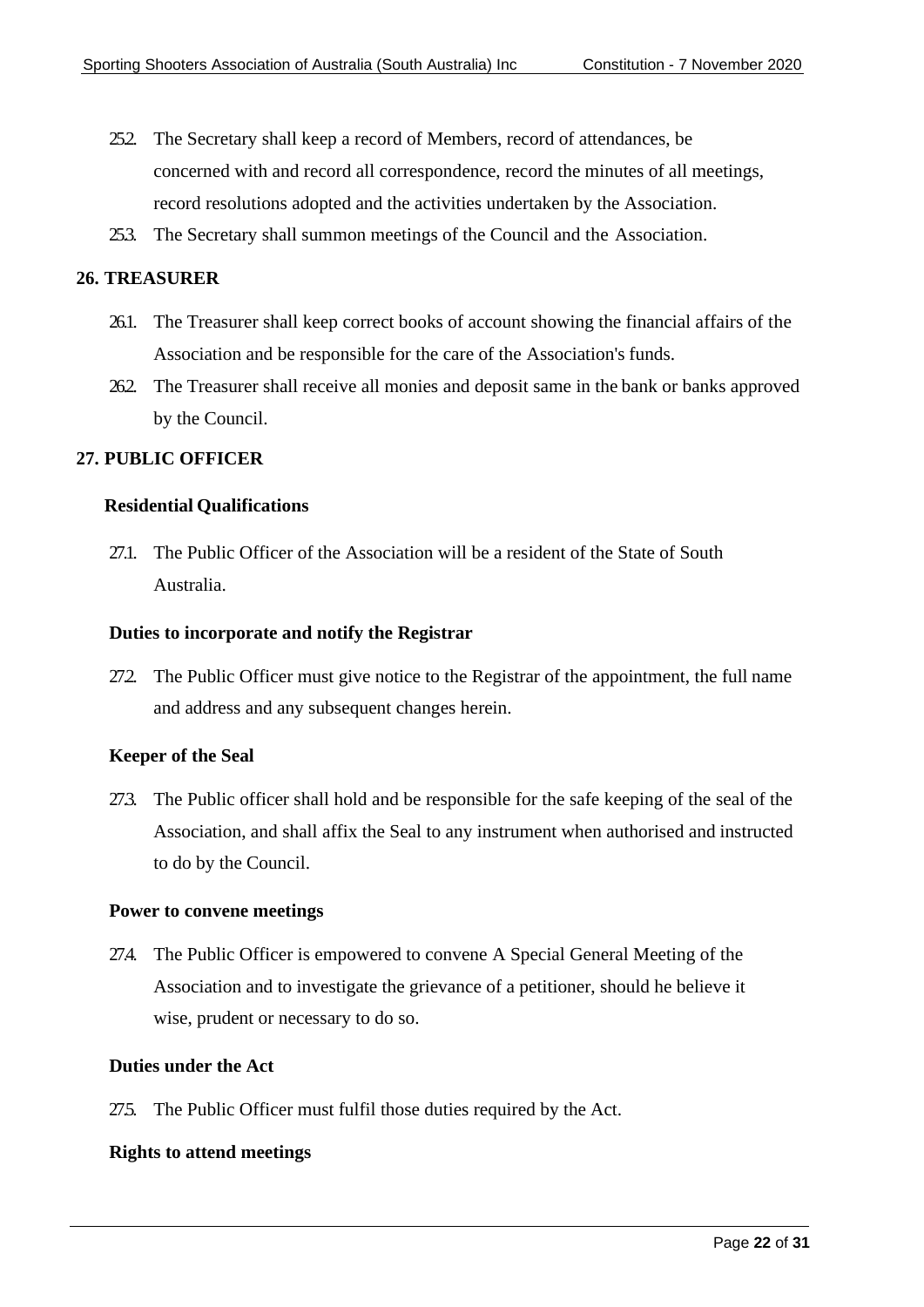25.2. The Secretary shall keep a record of Members, record of attendances, be concerned with and record all correspondence, record the minutes of all meetings, record resolutions adopted and the activities undertaken by the Association.

25.3. The Secretary shall summon meetings of the Council and the Association.

## 26. TREASURER

26.1. The Treasurer shall keep correct books of account showing the financial affairs of the Association and be responsible for the care of the Association's funds.

26.2. The Treasurer shall receive all monies and deposit same in the bank or banks approved by the Council.

## 27. PUBLIC OFFICER

**Residential Qualifications**

27.1. The Public Officer of the Association will be a resident of the State of South Australia.

**Duties to incorporate and notify the Registrar**

27.2. The Public Officer must give notice to the Registrar of the appointment, the full name and address and any subsequent changes herein.

**Keeper of the Seal**

27.3. The Public officer shall hold and be responsible for the safe keeping of the seal of the Association, and shall affix the Seal to any instrument when authorised and instructed to do by the Council.

**Power to convene meetings**

27.4. The Public Officer is empowered to convene A Special General Meeting of the Association and to investigate the grievance of a petitioner, should he believe it wise, prudent or necessary to do so.

**Duties under the Act**

27.5. The Public Officer must fulfil those duties required by the Act.

**Rights to attend meetings**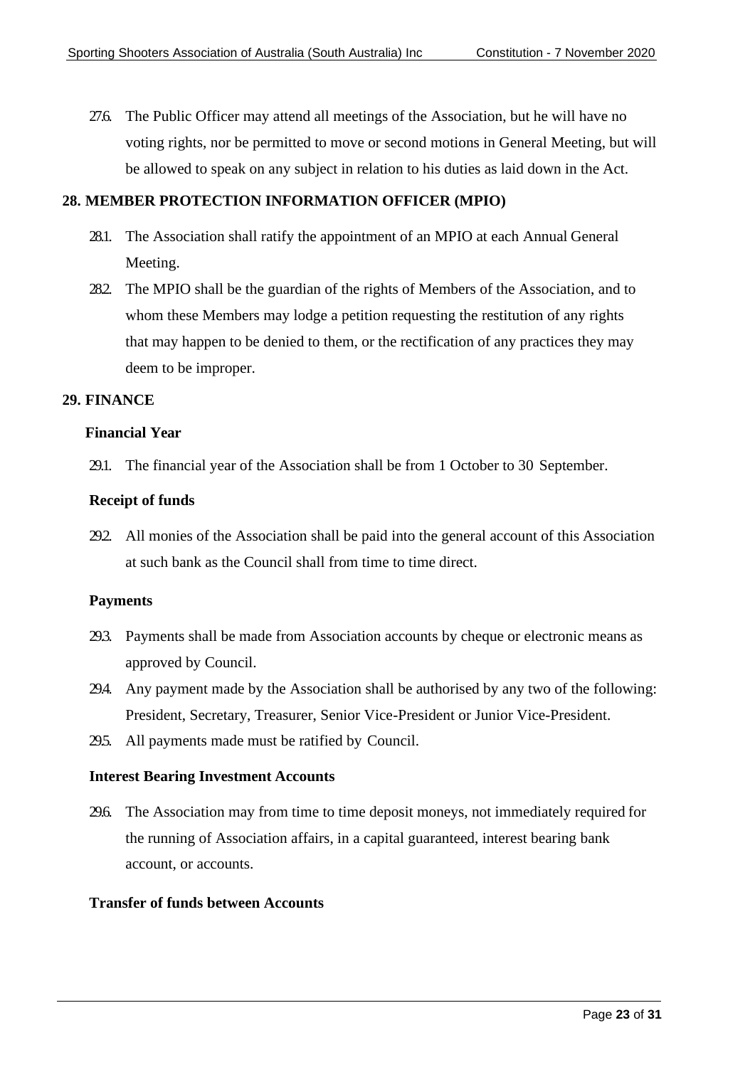27.6. The Public Officer may attend all meetings of the Association, but he will have no voting rights, nor be permitted to move or second motions in General Meeting, but will be allowed to speak on any subject in relation to his duties as laid down in the Act.

## 28. MEMBER PROTECTION INFORMATION OFFICER (MPIO)

28.1. The Association shall ratify the appointment of an MPIO at each Annual General Meeting.

28.2. The MPIO shall be the guardian of the rights of Members of the Association, and to whom these Members may lodge a petition requesting the restitution of any rights that may happen to be denied to them, or the rectification of any practices they may deem to be improper.

## 29. FINANCE

### Financial Year

29.1. The financial year of the Association shall be from 1 October to 30 September.

### Receipt of funds

29.2. All monies of the Association shall be paid into the general account of this Association at such bank as the Council shall from time to time direct.

### Payments

29.3. Payments shall be made from Association accounts by cheque or electronic means as approved by Council.

29.4. Any payment made by the Association shall be authorised by any two of the following: President, Secretary, Treasurer, Senior Vice-President or Junior Vice-President.

29.5. All payments made must be ratified by Council.

### Interest Bearing Investment Accounts

29.6. The Association may from time to time deposit moneys, not immediately required for the running of Association affairs, in a capital guaranteed, interest bearing bank account, or accounts.

### Transfer of funds between Accounts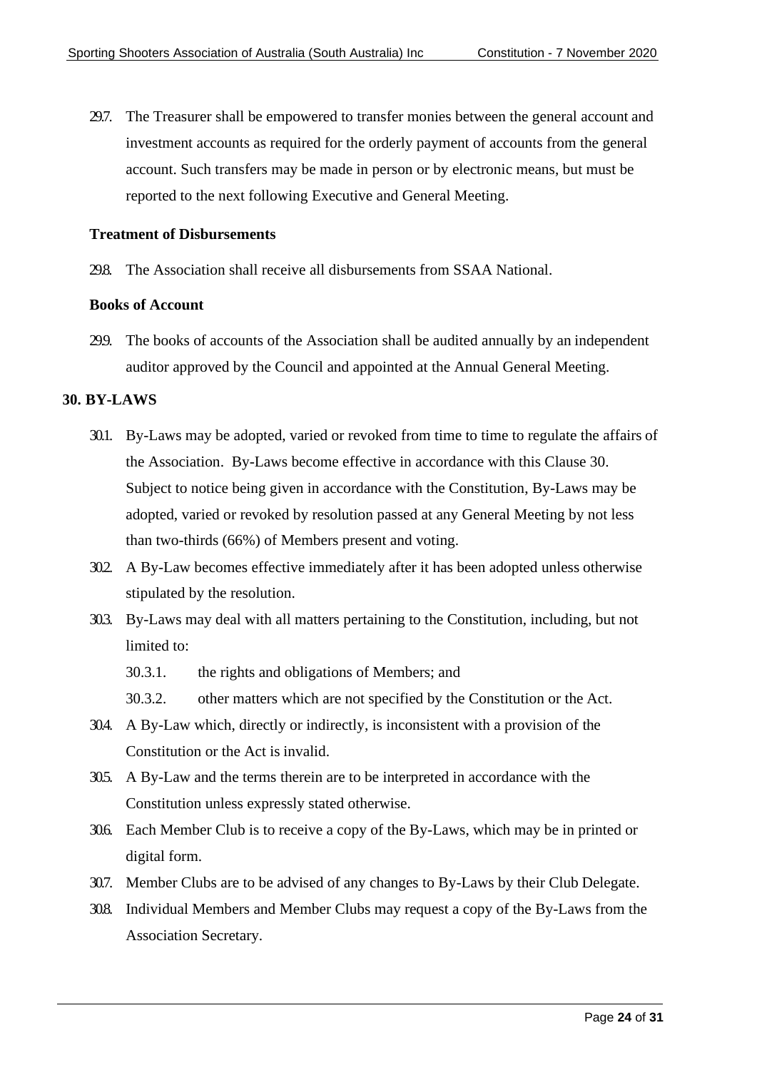29.7. The Treasurer shall be empowered to transfer monies between the general account and investment accounts as required for the orderly payment of accounts from the general account. Such transfers may be made in person or by electronic means, but must be reported to the next following Executive and General Meeting.

**Treatment of Disbursements**

29.8. The Association shall receive all disbursements from SSAA National.

**Books of Account**

29.9. The books of accounts of the Association shall be audited annually by an independent auditor approved by the Council and appointed at the Annual General Meeting.

## 30. BY-LAWS

30.1. By-Laws may be adopted, varied or revoked from time to time to regulate the affairs of the Association. By-Laws become effective in accordance with this Clause 30. Subject to notice being given in accordance with the Constitution, By-Laws may be adopted, varied or revoked by resolution passed at any General Meeting by not less than two-thirds (66%) of Members present and voting.

30.2. A By-Law becomes effective immediately after it has been adopted unless otherwise stipulated by the resolution.

30.3. By-Laws may deal with all matters pertaining to the Constitution, including, but not limited to:

30.3.1. the rights and obligations of Members; and

30.3.2. other matters which are not specified by the Constitution or the Act.

30.4. A By-Law which, directly or indirectly, is inconsistent with a provision of the Constitution or the Act is invalid.

30.5. A By-Law and the terms therein are to be interpreted in accordance with the Constitution unless expressly stated otherwise.

30.6. Each Member Club is to receive a copy of the By-Laws, which may be in printed or digital form.

30.7. Member Clubs are to be advised of any changes to By-Laws by their Club Delegate.

30.8. Individual Members and Member Clubs may request a copy of the By-Laws from the Association Secretary.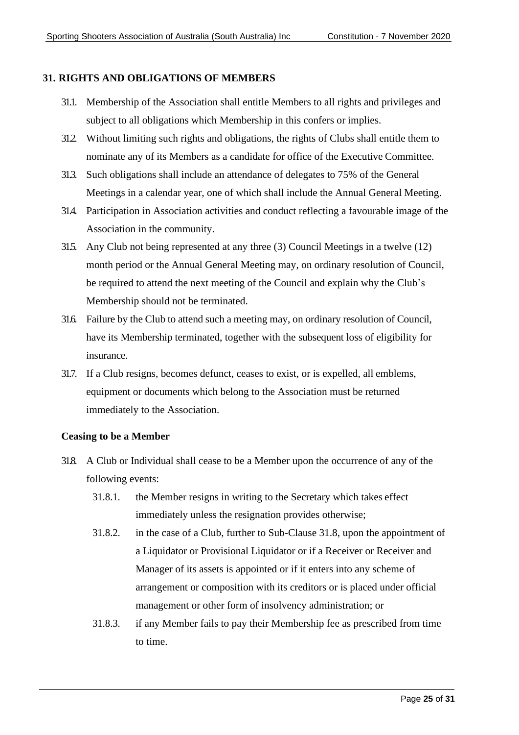## 31. RIGHTS AND OBLIGATIONS OF MEMBERS

31.1. Membership of the Association shall entitle Members to all rights and privileges and subject to all obligations which Membership in this confers or implies.

31.2. Without limiting such rights and obligations, the rights of Clubs shall entitle them to nominate any of its Members as a candidate for office of the Executive Committee.

31.3. Such obligations shall include an attendance of delegates to 75% of the General Meetings in a calendar year, one of which shall include the Annual General Meeting.

31.4. Participation in Association activities and conduct reflecting a favourable image of the Association in the community.

31.5. Any Club not being represented at any three (3) Council Meetings in a twelve (12) month period or the Annual General Meeting may, on ordinary resolution of Council, be required to attend the next meeting of the Council and explain why the Club's Membership should not be terminated.

31.6. Failure by the Club to attend such a meeting may, on ordinary resolution of Council, have its Membership terminated, together with the subsequent loss of eligibility for insurance.

31.7. If a Club resigns, becomes defunct, ceases to exist, or is expelled, all emblems, equipment or documents which belong to the Association must be returned immediately to the Association.

### Ceasing to be a Member

31.8. A Club or Individual shall cease to be a Member upon the occurrence of any of the following events:

- 31.8.1. the Member resigns in writing to the Secretary which takes effect immediately unless the resignation provides otherwise;
- 31.8.2. in the case of a Club, further to Sub-Clause 31.8, upon the appointment of a Liquidator or Provisional Liquidator or if a Receiver or Receiver and Manager of its assets is appointed or if it enters into any scheme of arrangement or composition with its creditors or is placed under official management or other form of insolvency administration; or
- 31.8.3. if any Member fails to pay their Membership fee as prescribed from time to time.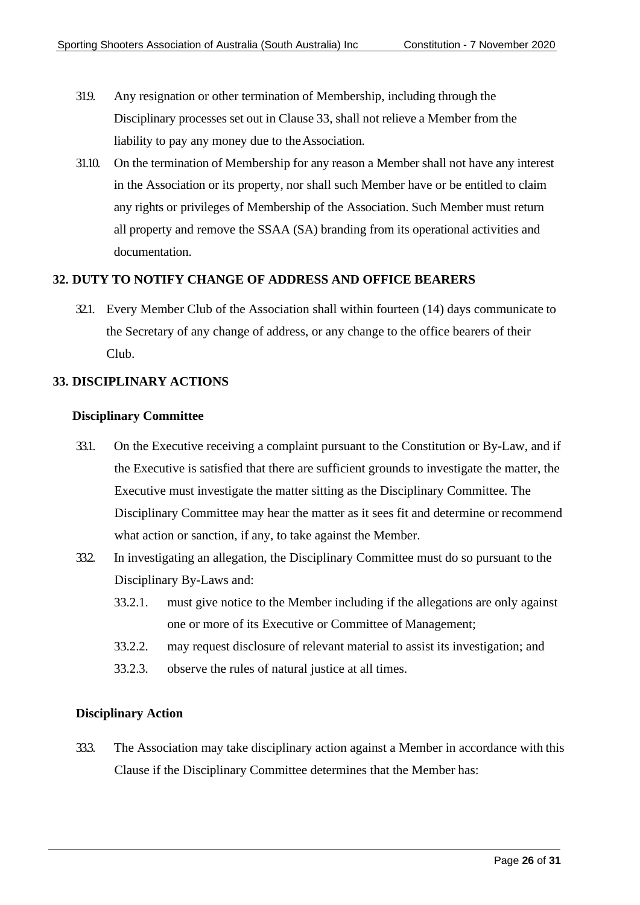31.9. Any resignation or other termination of Membership, including through the Disciplinary processes set out in Clause 33, shall not relieve a Member from the liability to pay any money due to the Association.

31.10. On the termination of Membership for any reason a Member shall not have any interest in the Association or its property, nor shall such Member have or be entitled to claim any rights or privileges of Membership of the Association. Such Member must return all property and remove the SSAA (SA) branding from its operational activities and documentation.

## 32. DUTY TO NOTIFY CHANGE OF ADDRESS AND OFFICE BEARERS

32.1. Every Member Club of the Association shall within fourteen (14) days communicate to the Secretary of any change of address, or any change to the office bearers of their Club.

## 33. DISCIPLINARY ACTIONS

### Disciplinary Committee

33.1. On the Executive receiving a complaint pursuant to the Constitution or By-Law, and if the Executive is satisfied that there are sufficient grounds to investigate the matter, the Executive must investigate the matter sitting as the Disciplinary Committee. The Disciplinary Committee may hear the matter as it sees fit and determine or recommend what action or sanction, if any, to take against the Member.

33.2. In investigating an allegation, the Disciplinary Committee must do so pursuant to the Disciplinary By-Laws and:

- 33.2.1. must give notice to the Member including if the allegations are only against one or more of its Executive or Committee of Management;
- 33.2.2. may request disclosure of relevant material to assist its investigation; and
- 33.2.3. observe the rules of natural justice at all times.

### Disciplinary Action

33.3. The Association may take disciplinary action against a Member in accordance with this Clause if the Disciplinary Committee determines that the Member has: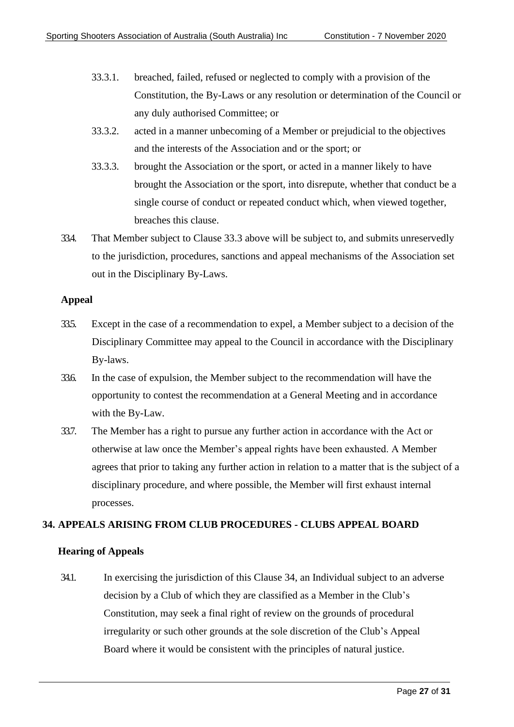33.3.1. breached, failed, refused or neglected to comply with a provision of the Constitution, the By-Laws or any resolution or determination of the Council or any duly authorised Committee; or

33.3.2. acted in a manner unbecoming of a Member or prejudicial to the objectives and the interests of the Association and or the sport; or

33.3.3. brought the Association or the sport, or acted in a manner likely to have brought the Association or the sport, into disrepute, whether that conduct be a single course of conduct or repeated conduct which, when viewed together, breaches this clause.

33.4. That Member subject to Clause 33.3 above will be subject to, and submits unreservedly to the jurisdiction, procedures, sanctions and appeal mechanisms of the Association set out in the Disciplinary By-Laws.

**Appeal**

33.5. Except in the case of a recommendation to expel, a Member subject to a decision of the Disciplinary Committee may appeal to the Council in accordance with the Disciplinary By-laws.

33.6. In the case of expulsion, the Member subject to the recommendation will have the opportunity to contest the recommendation at a General Meeting and in accordance with the By-Law.

33.7. The Member has a right to pursue any further action in accordance with the Act or otherwise at law once the Member's appeal rights have been exhausted. A Member agrees that prior to taking any further action in relation to a matter that is the subject of a disciplinary procedure, and where possible, the Member will first exhaust internal processes.

## 34. APPEALS ARISING FROM CLUB PROCEDURES - CLUBS APPEAL BOARD

**Hearing of Appeals**

34.1. In exercising the jurisdiction of this Clause 34, an Individual subject to an adverse decision by a Club of which they are classified as a Member in the Club's Constitution, may seek a final right of review on the grounds of procedural irregularity or such other grounds at the sole discretion of the Club's Appeal Board where it would be consistent with the principles of natural justice.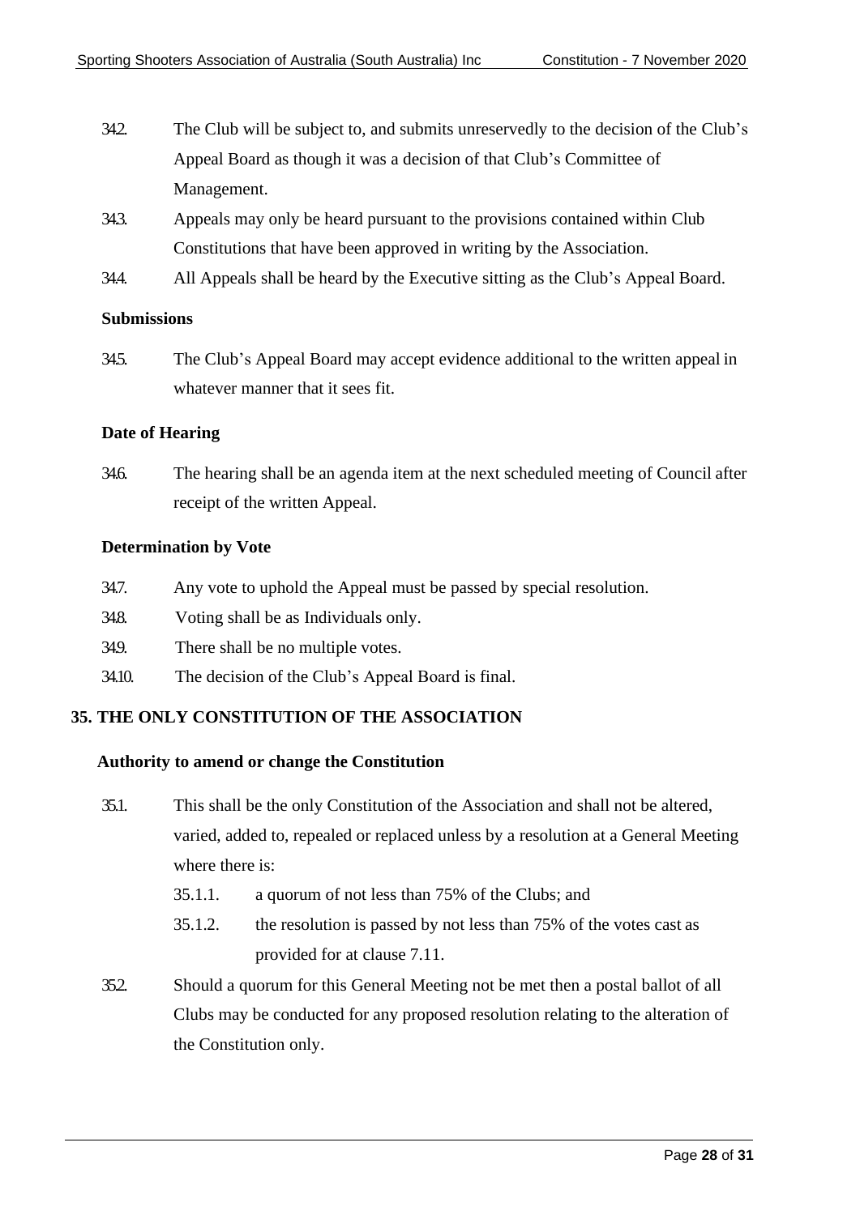34.2. The Club will be subject to, and submits unreservedly to the decision of the Club's Appeal Board as though it was a decision of that Club's Committee of Management.

34.3. Appeals may only be heard pursuant to the provisions contained within Club Constitutions that have been approved in writing by the Association.

34.4. All Appeals shall be heard by the Executive sitting as the Club's Appeal Board.

**Submissions**

34.5. The Club's Appeal Board may accept evidence additional to the written appeal in whatever manner that it sees fit.

**Date of Hearing**

34.6. The hearing shall be an agenda item at the next scheduled meeting of Council after receipt of the written Appeal.

**Determination by Vote**

34.7. Any vote to uphold the Appeal must be passed by special resolution.

34.8. Voting shall be as Individuals only.

34.9. There shall be no multiple votes.

34.10. The decision of the Club's Appeal Board is final.

## 35. THE ONLY CONSTITUTION OF THE ASSOCIATION

**Authority to amend or change the Constitution**

35.1. This shall be the only Constitution of the Association and shall not be altered, varied, added to, repealed or replaced unless by a resolution at a General Meeting where there is:

- 35.1.1. a quorum of not less than 75% of the Clubs; and
- 35.1.2. the resolution is passed by not less than 75% of the votes cast as provided for at clause 7.11.

35.2. Should a quorum for this General Meeting not be met then a postal ballot of all Clubs may be conducted for any proposed resolution relating to the alteration of the Constitution only.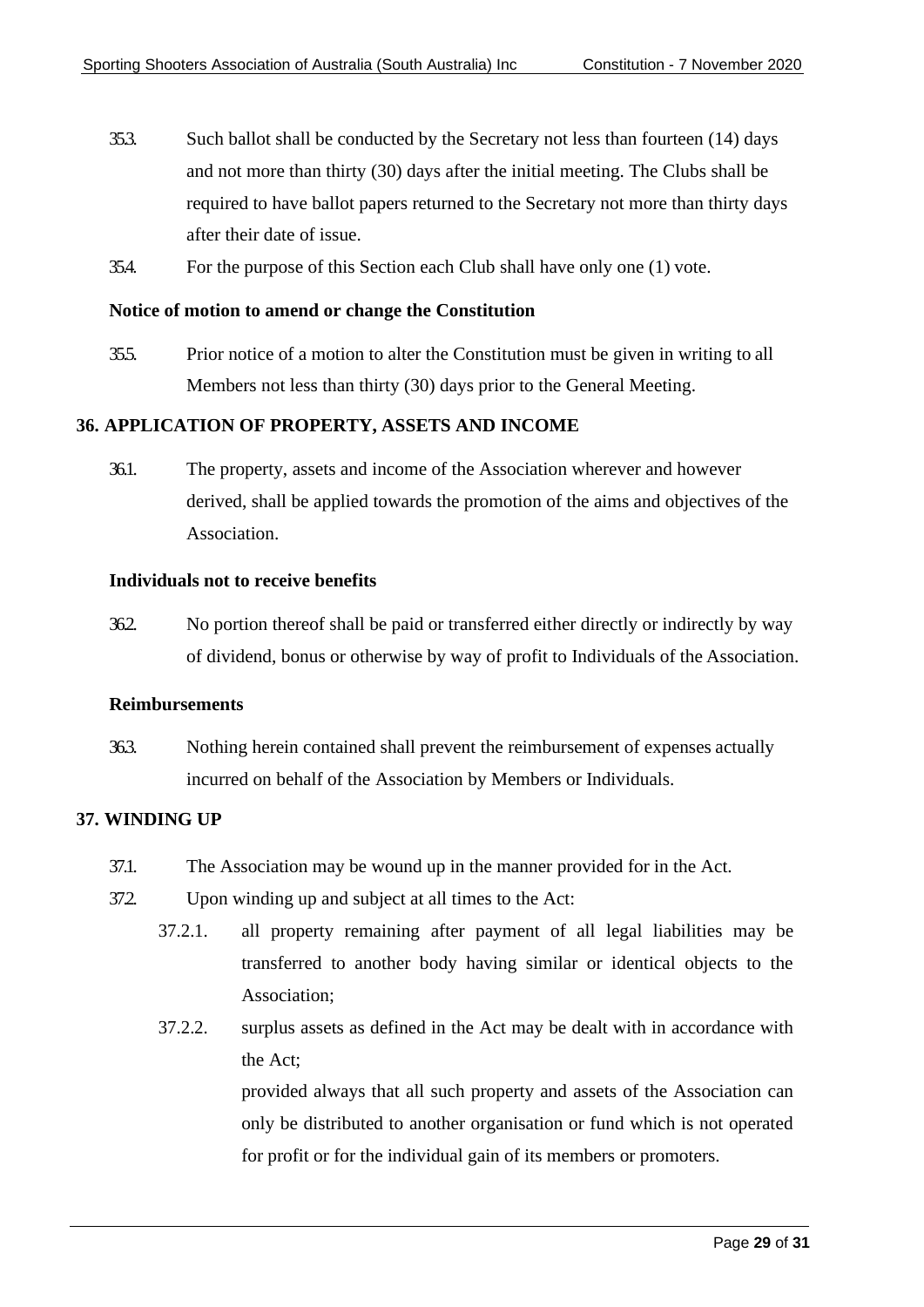35.3. Such ballot shall be conducted by the Secretary not less than fourteen (14) days and not more than thirty (30) days after the initial meeting. The Clubs shall be required to have ballot papers returned to the Secretary not more than thirty days after their date of issue.

35.4. For the purpose of this Section each Club shall have only one (1) vote.

**Notice of motion to amend or change the Constitution**

35.5. Prior notice of a motion to alter the Constitution must be given in writing to all Members not less than thirty (30) days prior to the General Meeting.

## 36. APPLICATION OF PROPERTY, ASSETS AND INCOME

36.1. The property, assets and income of the Association wherever and however derived, shall be applied towards the promotion of the aims and objectives of the Association.

**Individuals not to receive benefits**

36.2. No portion thereof shall be paid or transferred either directly or indirectly by way of dividend, bonus or otherwise by way of profit to Individuals of the Association.

**Reimbursements**

36.3. Nothing herein contained shall prevent the reimbursement of expenses actually incurred on behalf of the Association by Members or Individuals.

## 37. WINDING UP

37.1. The Association may be wound up in the manner provided for in the Act.

37.2. Upon winding up and subject at all times to the Act:

37.2.1. all property remaining after payment of all legal liabilities may be transferred to another body having similar or identical objects to the Association;

37.2.2. surplus assets as defined in the Act may be dealt with in accordance with the Act;

provided always that all such property and assets of the Association can only be distributed to another organisation or fund which is not operated for profit or for the individual gain of its members or promoters.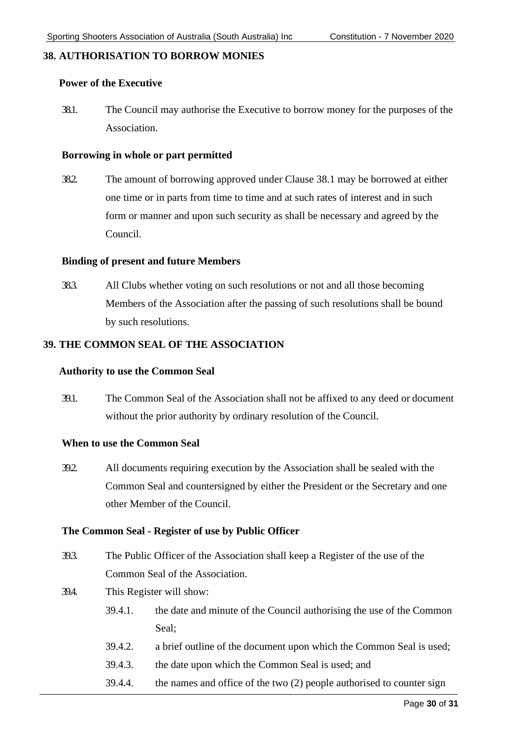## 38. AUTHORISATION TO BORROW MONIES

### Power of the Executive

38.1. The Council may authorise the Executive to borrow money for the purposes of the Association.

### Borrowing in whole or part permitted

38.2. The amount of borrowing approved under Clause 38.1 may be borrowed at either one time or in parts from time to time and at such rates of interest and in such form or manner and upon such security as shall be necessary and agreed by the Council.

### Binding of present and future Members

38.3. All Clubs whether voting on such resolutions or not and all those becoming Members of the Association after the passing of such resolutions shall be bound by such resolutions.

## 39. THE COMMON SEAL OF THE ASSOCIATION

### Authority to use the Common Seal

39.1. The Common Seal of the Association shall not be affixed to any deed or document without the prior authority by ordinary resolution of the Council.

### When to use the Common Seal

39.2. All documents requiring execution by the Association shall be sealed with the Common Seal and countersigned by either the President or the Secretary and one other Member of the Council.

### The Common Seal - Register of use by Public Officer

39.3. The Public Officer of the Association shall keep a Register of the use of the Common Seal of the Association.

39.4. This Register will show:

- 39.4.1. the date and minute of the Council authorising the use of the Common Seal;
- 39.4.2. a brief outline of the document upon which the Common Seal is used;
- 39.4.3. the date upon which the Common Seal is used; and
- 39.4.4. the names and office of the two (2) people authorised to counter sign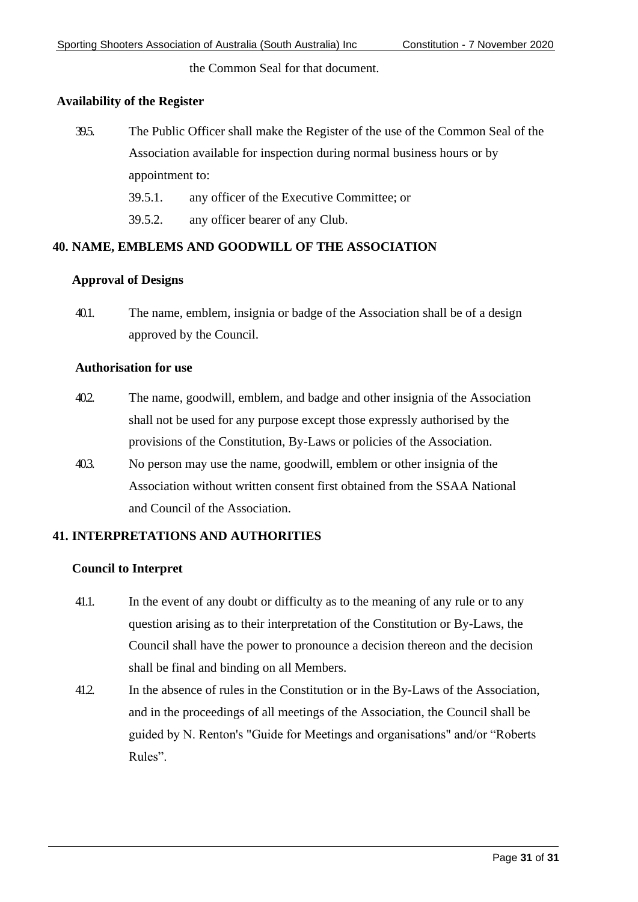the Common Seal for that document.

**Availability of the Register**

39.5. The Public Officer shall make the Register of the use of the Common Seal of the Association available for inspection during normal business hours or by appointment to:

39.5.1. any officer of the Executive Committee; or

39.5.2. any officer bearer of any Club.

## 40. NAME, EMBLEMS AND GOODWILL OF THE ASSOCIATION

**Approval of Designs**

40.1. The name, emblem, insignia or badge of the Association shall be of a design approved by the Council.

**Authorisation for use**

40.2. The name, goodwill, emblem, and badge and other insignia of the Association shall not be used for any purpose except those expressly authorised by the provisions of the Constitution, By-Laws or policies of the Association.

40.3. No person may use the name, goodwill, emblem or other insignia of the Association without written consent first obtained from the SSAA National and Council of the Association.

## 41. INTERPRETATIONS AND AUTHORITIES

**Council to Interpret**

41.1. In the event of any doubt or difficulty as to the meaning of any rule or to any question arising as to their interpretation of the Constitution or By-Laws, the Council shall have the power to pronounce a decision thereon and the decision shall be final and binding on all Members.

41.2. In the absence of rules in the Constitution or in the By-Laws of the Association, and in the proceedings of all meetings of the Association, the Council shall be guided by N. Renton's "Guide for Meetings and organisations" and/or "Roberts Rules".